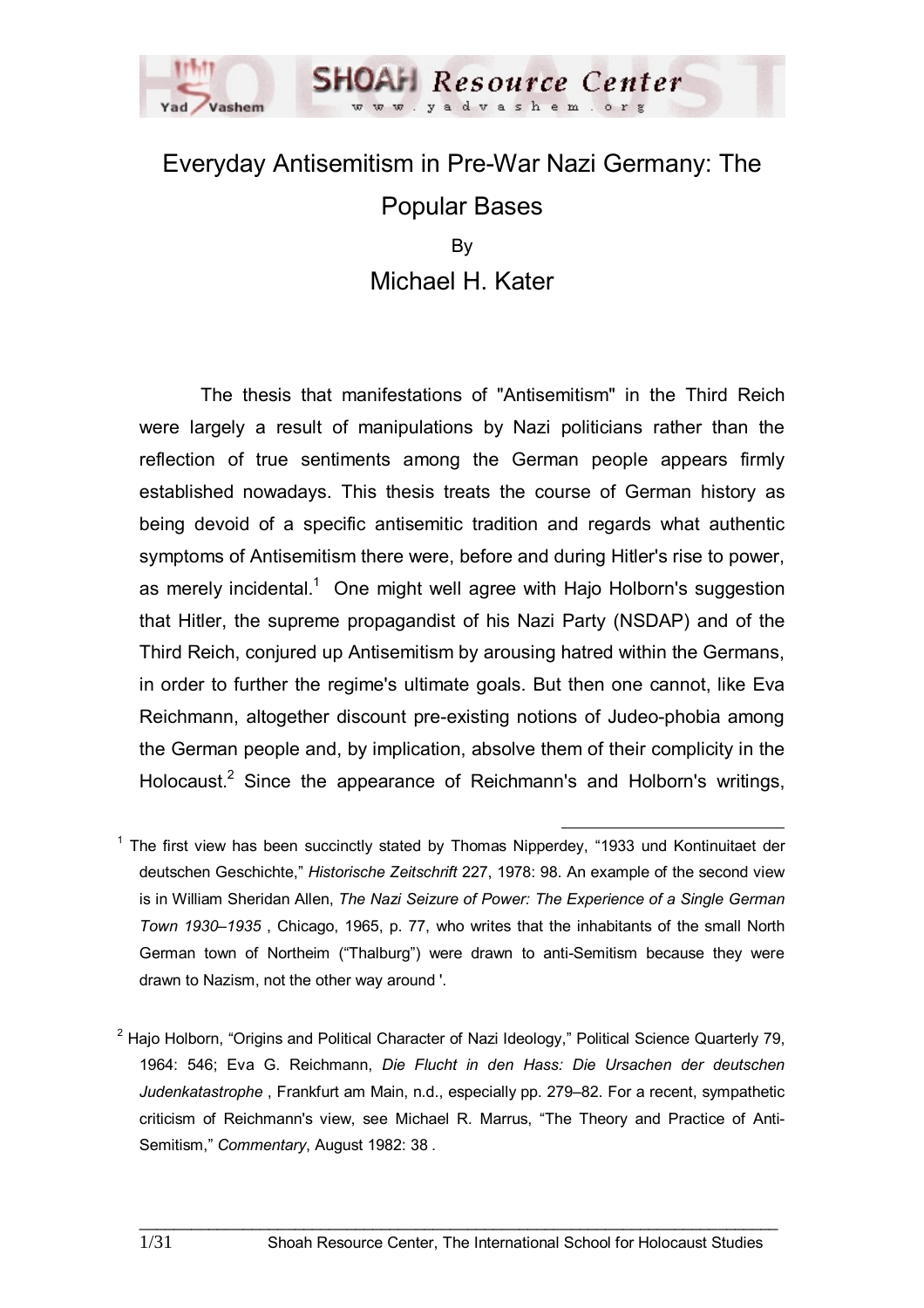# Everyday Antisemitism in Pre-War Nazi Germany: The Popular Bases

By

Michael H. Kater

The thesis that manifestations of "Antisemitism" in the Third Reich were largely a result of manipulations by Nazi politicians rather than the reflection of true sentiments among the German people appears firmly established nowadays. This thesis treats the course of German history as being devoid of a specific antisemitic tradition and regards what authentic symptoms of Antisemitism there were, before and during Hitler's rise to power, as merely incidental.[1] One might well agree with Hajo Holborn's suggestion that Hitler, the supreme propagandist of his Nazi Party (NSDAP) and of the Third Reich, conjured up Antisemitism by arousing hatred within the Germans, in order to further the regime's ultimate goals. But then one cannot, like Eva Reichmann, altogether discount pre-existing notions of Judeo-phobia among the German people and, by implication, absolve them of their complicity in the Holocaust.[2] Since the appearance of Reichmann's and Holborn's writings,

---

[1] The first view has been succinctly stated by Thomas Nipperdey, "1933 und Kontinuitaet der deutschen Geschichte," *Historische Zeitschrift* 227, 1978: 98. An example of the second view is in William Sheridan Allen, *The Nazi Seizure of Power: The Experience of a Single German Town 1930–1935* , Chicago, 1965, p. 77, who writes that the inhabitants of the small North German town of Northeim ("Thalburg") were drawn to anti-Semitism because they were drawn to Nazism, not the other way around '.

[2] Hajo Holborn, "Origins and Political Character of Nazi Ideology," Political Science Quarterly 79, 1964: 546; Eva G. Reichmann, *Die Flucht in den Hass: Die Ursachen der deutschen Judenkatastrophe* , Frankfurt am Main, n.d., especially pp. 279–82. For a recent, sympathetic criticism of Reichmann's view, see Michael R. Marrus, "The Theory and Practice of Anti-Semitism," *Commentary*, August 1982: 38 .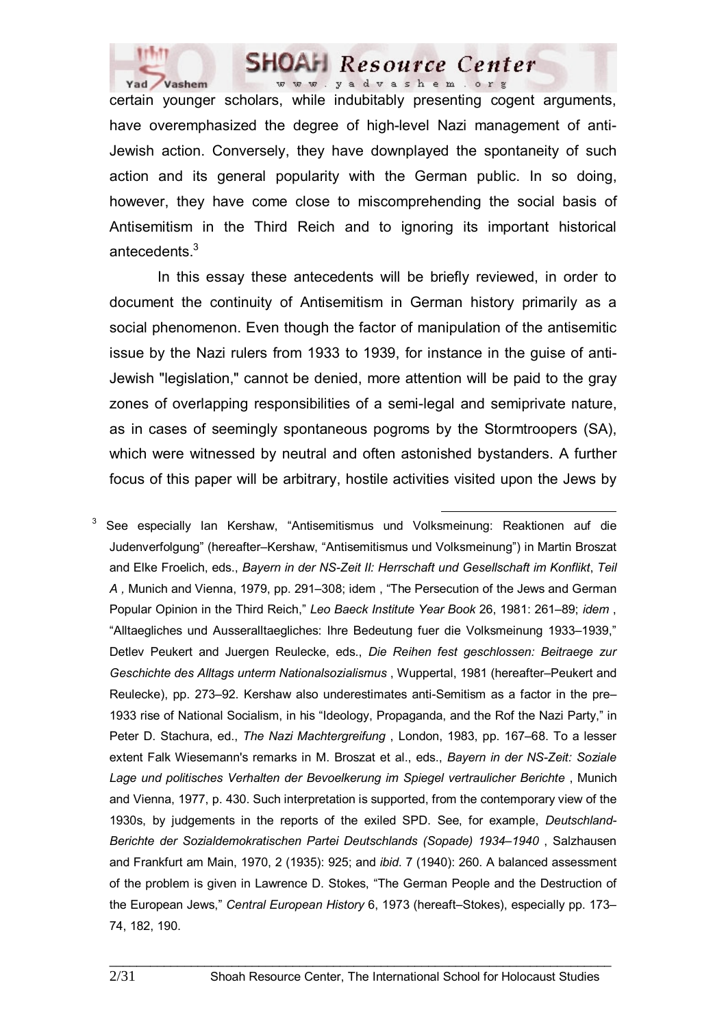certain younger scholars, while indubitably presenting cogent arguments, have overemphasized the degree of high-level Nazi management of anti-Jewish action. Conversely, they have downplayed the spontaneity of such action and its general popularity with the German public. In so doing, however, they have come close to miscomprehending the social basis of Antisemitism in the Third Reich and to ignoring its important historical antecedents.[3]

In this essay these antecedents will be briefly reviewed, in order to document the continuity of Antisemitism in German history primarily as a social phenomenon. Even though the factor of manipulation of the antisemitic issue by the Nazi rulers from 1933 to 1939, for instance in the guise of anti-Jewish "legislation," cannot be denied, more attention will be paid to the gray zones of overlapping responsibilities of a semi-legal and semiprivate nature, as in cases of seemingly spontaneous pogroms by the Stormtroopers (SA), which were witnessed by neutral and often astonished bystanders. A further focus of this paper will be arbitrary, hostile activities visited upon the Jews by

---

[3] See especially Ian Kershaw, "Antisemitismus und Volksmeinung: Reaktionen auf die Judenverfolgung" (hereafter–Kershaw, "Antisemitismus und Volksmeinung") in Martin Broszat and Elke Froelich, eds., *Bayern in der NS-Zeit II: Herrschaft und Gesellschaft im Konflikt*, *Teil A ,* Munich and Vienna, 1979, pp. 291–308; idem , "The Persecution of the Jews and German Popular Opinion in the Third Reich," *Leo Baeck Institute Year Book* 26, 1981: 261–89; *idem* , "Alltaegliches und Ausseralltaegliches: Ihre Bedeutung fuer die Volksmeinung 1933–1939," Detlev Peukert and Juergen Reulecke, eds., *Die Reihen fest geschlossen: Beitraege zur Geschichte des Alltags unterm Nationalsozialismus* , Wuppertal, 1981 (hereafter–Peukert and Reulecke), pp. 273–92. Kershaw also underestimates anti-Semitism as a factor in the pre–1933 rise of National Socialism, in his "Ideology, Propaganda, and the Rof the Nazi Party," in Peter D. Stachura, ed., *The Nazi Machtergreifung* , London, 1983, pp. 167–68. To a lesser extent Falk Wiesemann's remarks in M. Broszat et al., eds., *Bayern in der NS-Zeit: Soziale Lage und politisches Verhalten der Bevoelkerung im Spiegel vertraulicher Berichte* , Munich and Vienna, 1977, p. 430. Such interpretation is supported, from the contemporary view of the 1930s, by judgements in the reports of the exiled SPD. See, for example, *Deutschland-Berichte der Sozialdemokratischen Partei Deutschlands (Sopade) 1934–1940* , Salzhausen and Frankfurt am Main, 1970, 2 (1935): 925; and *ibid*. 7 (1940): 260. A balanced assessment of the problem is given in Lawrence D. Stokes, "The German People and the Destruction of the European Jews," *Central European History* 6, 1973 (hereaft–Stokes), especially pp. 173–74, 182, 190.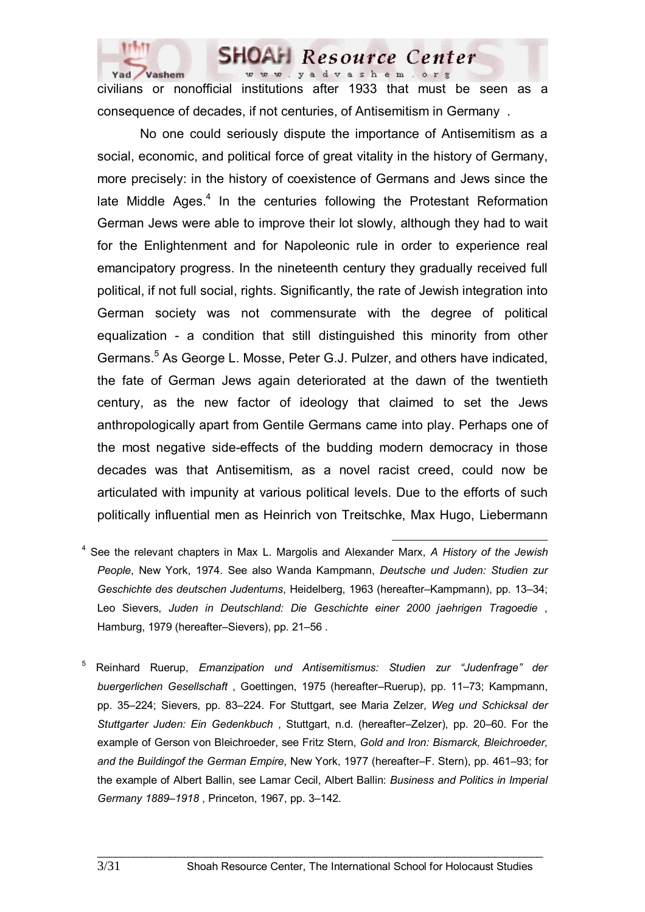civilians or nonofficial institutions after 1933 that must be seen as a consequence of decades, if not centuries, of Antisemitism in Germany .

No one could seriously dispute the importance of Antisemitism as a social, economic, and political force of great vitality in the history of Germany, more precisely: in the history of coexistence of Germans and Jews since the late Middle Ages.[4] In the centuries following the Protestant Reformation German Jews were able to improve their lot slowly, although they had to wait for the Enlightenment and for Napoleonic rule in order to experience real emancipatory progress. In the nineteenth century they gradually received full political, if not full social, rights. Significantly, the rate of Jewish integration into German society was not commensurate with the degree of political equalization - a condition that still distinguished this minority from other Germans.[5] As George L. Mosse, Peter G.J. Pulzer, and others have indicated, the fate of German Jews again deteriorated at the dawn of the twentieth century, as the new factor of ideology that claimed to set the Jews anthropologically apart from Gentile Germans came into play. Perhaps one of the most negative side-effects of the budding modern democracy in those decades was that Antisemitism, as a novel racist creed, could now be articulated with impunity at various political levels. Due to the efforts of such politically influential men as Heinrich von Treitschke, Max Hugo, Liebermann

---

[4] See the relevant chapters in Max L. Margolis and Alexander Marx, *A History of the Jewish People*, New York, 1974. See also Wanda Kampmann, *Deutsche und Juden: Studien zur Geschichte des deutschen Judentums*, Heidelberg, 1963 (hereafter–Kampmann), pp. 13–34; Leo Sievers, *Juden in Deutschland: Die Geschichte einer 2000 jaehrigen Tragoedie* , Hamburg, 1979 (hereafter–Sievers), pp. 21–56 .

[5] Reinhard Ruerup, *Emanzipation und Antisemitismus: Studien zur "Judenfrage" der buergerlichen Gesellschaft* , Goettingen, 1975 (hereafter–Ruerup), pp. 11–73; Kampmann, pp. 35–224; Sievers, pp. 83–224. For Stuttgart, see Maria Zelzer, *Weg und Schicksal der Stuttgarter Juden: Ein Gedenkbuch* , Stuttgart, n.d. (hereafter–Zelzer), pp. 20–60. For the example of Gerson von Bleichroeder, see Fritz Stern, *Gold and Iron: Bismarck, Bleichroeder, and the Buildingof the German Empire*, New York, 1977 (hereafter–F. Stern), pp. 461–93; for the example of Albert Ballin, see Lamar Cecil, Albert Ballin: *Business and Politics in Imperial Germany 1889–1918* , Princeton, 1967, pp. 3–142.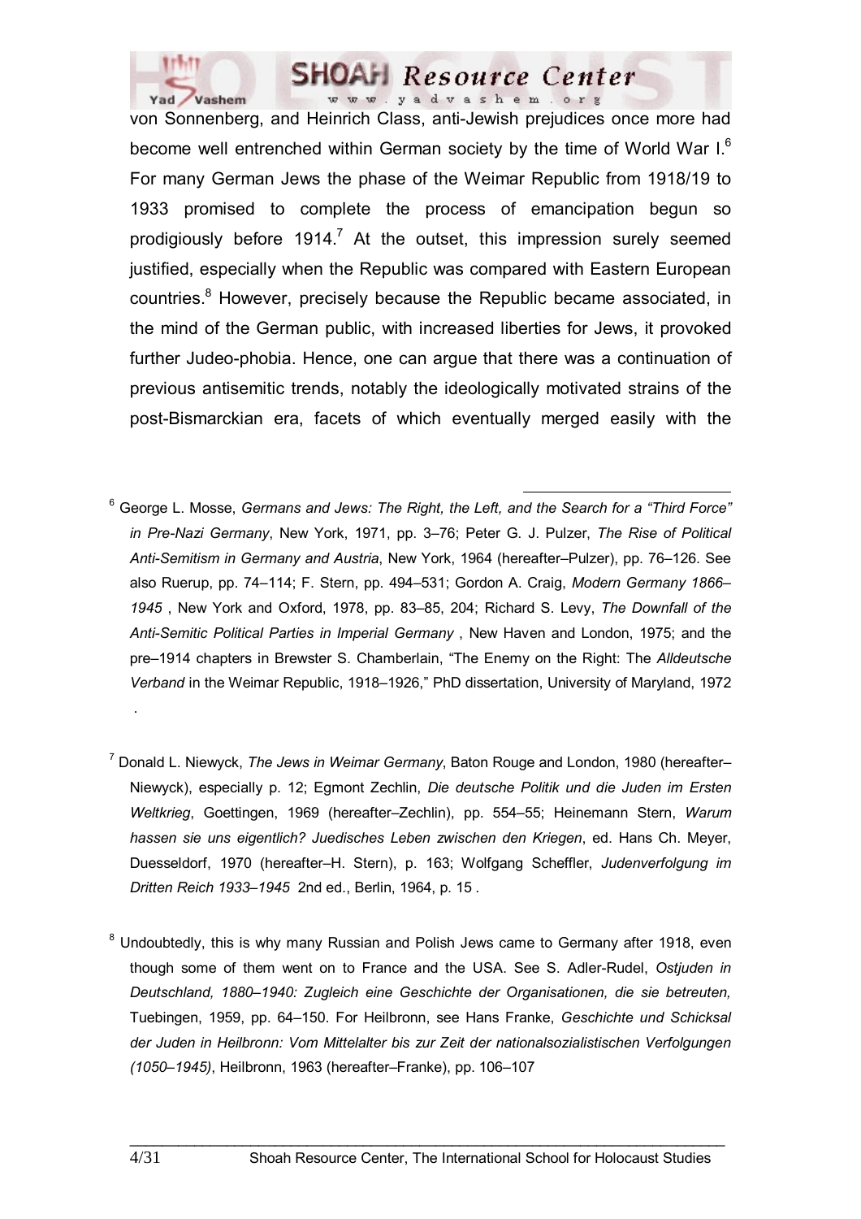von Sonnenberg, and Heinrich Class, anti-Jewish prejudices once more had become well entrenched within German society by the time of World War I.[6] For many German Jews the phase of the Weimar Republic from 1918/19 to 1933 promised to complete the process of emancipation begun so prodigiously before 1914.[7] At the outset, this impression surely seemed justified, especially when the Republic was compared with Eastern European countries.[8] However, precisely because the Republic became associated, in the mind of the German public, with increased liberties for Jews, it provoked further Judeo-phobia. Hence, one can argue that there was a continuation of previous antisemitic trends, notably the ideologically motivated strains of the post-Bismarckian era, facets of which eventually merged easily with the

---

[6] George L. Mosse, *Germans and Jews: The Right, the Left, and the Search for a "Third Force" in Pre-Nazi Germany*, New York, 1971, pp. 3–76; Peter G. J. Pulzer, *The Rise of Political Anti-Semitism in Germany and Austria*, New York, 1964 (hereafter–Pulzer), pp. 76–126. See also Ruerup, pp. 74–114; F. Stern, pp. 494–531; Gordon A. Craig, *Modern Germany 1866–1945* , New York and Oxford, 1978, pp. 83–85, 204; Richard S. Levy, *The Downfall of the Anti-Semitic Political Parties in Imperial Germany* , New Haven and London, 1975; and the pre–1914 chapters in Brewster S. Chamberlain, "The Enemy on the Right: The *Alldeutsche Verband* in the Weimar Republic, 1918–1926," PhD dissertation, University of Maryland, 1972 .

[7] Donald L. Niewyck, *The Jews in Weimar Germany*, Baton Rouge and London, 1980 (hereafter–Niewyck), especially p. 12; Egmont Zechlin, *Die deutsche Politik und die Juden im Ersten Weltkrieg*, Goettingen, 1969 (hereafter–Zechlin), pp. 554–55; Heinemann Stern, *Warum hassen sie uns eigentlich? Juedisches Leben zwischen den Kriegen*, ed. Hans Ch. Meyer, Duesseldorf, 1970 (hereafter–H. Stern), p. 163; Wolfgang Scheffler, *Judenverfolgung im Dritten Reich 1933–1945* 2nd ed., Berlin, 1964, p. 15 .

[8] Undoubtedly, this is why many Russian and Polish Jews came to Germany after 1918, even though some of them went on to France and the USA. See S. Adler-Rudel, *Ostjuden in Deutschland, 1880–1940: Zugleich eine Geschichte der Organisationen, die sie betreuten,* Tuebingen, 1959, pp. 64–150. For Heilbronn, see Hans Franke, *Geschichte und Schicksal der Juden in Heilbronn: Vom Mittelalter bis zur Zeit der nationalsozialistischen Verfolgungen (1050–1945)*, Heilbronn, 1963 (hereafter–Franke), pp. 106–107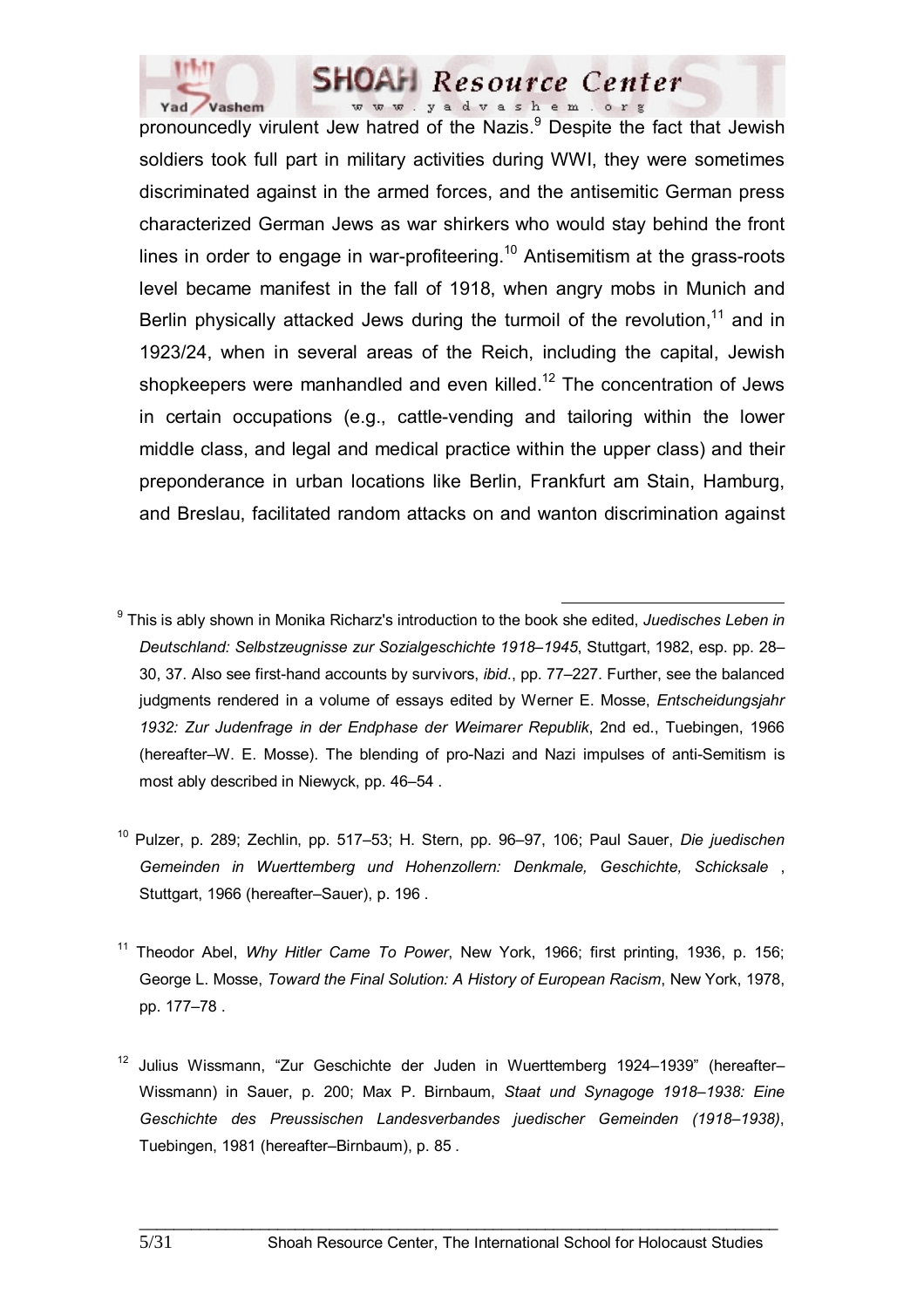pronouncedly virulent Jew hatred of the Nazis.[9] Despite the fact that Jewish soldiers took full part in military activities during WWI, they were sometimes discriminated against in the armed forces, and the antisemitic German press characterized German Jews as war shirkers who would stay behind the front lines in order to engage in war-profiteering.[10] Antisemitism at the grass-roots level became manifest in the fall of 1918, when angry mobs in Munich and Berlin physically attacked Jews during the turmoil of the revolution,[11] and in 1923/24, when in several areas of the Reich, including the capital, Jewish shopkeepers were manhandled and even killed.[12] The concentration of Jews in certain occupations (e.g., cattle-vending and tailoring within the lower middle class, and legal and medical practice within the upper class) and their preponderance in urban locations like Berlin, Frankfurt am Stain, Hamburg, and Breslau, facilitated random attacks on and wanton discrimination against

---

[9] This is ably shown in Monika Richarz's introduction to the book she edited, *Juedisches Leben in Deutschland: Selbstzeugnisse zur Sozialgeschichte 1918–1945*, Stuttgart, 1982, esp. pp. 28–30, 37. Also see first-hand accounts by survivors, *ibid*., pp. 77–227. Further, see the balanced judgments rendered in a volume of essays edited by Werner E. Mosse, *Entscheidungsjahr 1932: Zur Judenfrage in der Endphase der Weimarer Republik*, 2nd ed., Tuebingen, 1966 (hereafter–W. E. Mosse). The blending of pro-Nazi and Nazi impulses of anti-Semitism is most ably described in Niewyck, pp. 46–54 .

[10] Pulzer, p. 289; Zechlin, pp. 517–53; H. Stern, pp. 96–97, 106; Paul Sauer, *Die juedischen Gemeinden in Wuerttemberg und Hohenzollern: Denkmale, Geschichte, Schicksale* , Stuttgart, 1966 (hereafter–Sauer), p. 196 .

[11] Theodor Abel, *Why Hitler Came To Power*, New York, 1966; first printing, 1936, p. 156; George L. Mosse, *Toward the Final Solution: A History of European Racism*, New York, 1978, pp. 177–78 .

[12] Julius Wissmann, "Zur Geschichte der Juden in Wuerttemberg 1924–1939" (hereafter–Wissmann) in Sauer, p. 200; Max P. Birnbaum, *Staat und Synagoge 1918–1938: Eine Geschichte des Preussischen Landesverbandes juedischer Gemeinden (1918–1938)*, Tuebingen, 1981 (hereafter–Birnbaum), p. 85 .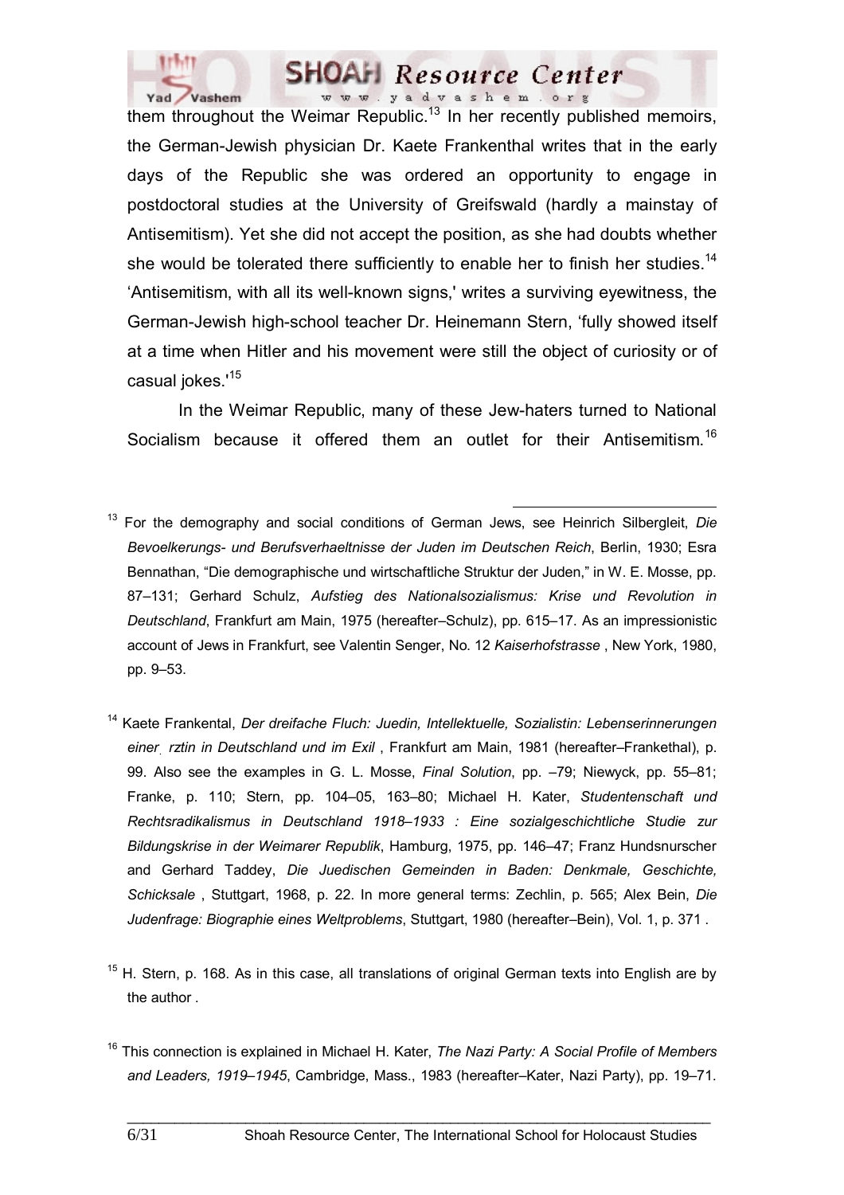them throughout the Weimar Republic.[13] In her recently published memoirs, the German-Jewish physician Dr. Kaete Frankenthal writes that in the early days of the Republic she was ordered an opportunity to engage in postdoctoral studies at the University of Greifswald (hardly a mainstay of Antisemitism). Yet she did not accept the position, as she had doubts whether she would be tolerated there sufficiently to enable her to finish her studies.[14] 'Antisemitism, with all its well-known signs,' writes a surviving eyewitness, the German-Jewish high-school teacher Dr. Heinemann Stern, 'fully showed itself at a time when Hitler and his movement were still the object of curiosity or of casual jokes.'[15]

In the Weimar Republic, many of these Jew-haters turned to National Socialism because it offered them an outlet for their Antisemitism.[16]

---

[13] For the demography and social conditions of German Jews, see Heinrich Silbergleit, *Die Bevoelkerungs- und Berufsverhaeltnisse der Juden im Deutschen Reich*, Berlin, 1930; Esra Bennathan, "Die demographische und wirtschaftliche Struktur der Juden," in W. E. Mosse, pp. 87–131; Gerhard Schulz, *Aufstieg des Nationalsozialismus: Krise und Revolution in Deutschland*, Frankfurt am Main, 1975 (hereafter–Schulz), pp. 615–17. As an impressionistic account of Jews in Frankfurt, see Valentin Senger, No. 12 *Kaiserhofstrasse* , New York, 1980, pp. 9–53.

[14] Kaete Frankental, *Der dreifache Fluch: Juedin, Intellektuelle, Sozialistin: Lebenserinnerungen einer rztin in Deutschland und im Exil* , Frankfurt am Main, 1981 (hereafter–Frankethal), p. 99. Also see the examples in G. L. Mosse, *Final Solution*, pp. –79; Niewyck, pp. 55–81; Franke, p. 110; Stern, pp. 104–05, 163–80; Michael H. Kater, *Studentenschaft und Rechtsradikalismus in Deutschland 1918–1933 : Eine sozialgeschichtliche Studie zur Bildungskrise in der Weimarer Republik*, Hamburg, 1975, pp. 146–47; Franz Hundsnurscher and Gerhard Taddey, *Die Juedischen Gemeinden in Baden: Denkmale, Geschichte, Schicksale* , Stuttgart, 1968, p. 22. In more general terms: Zechlin, p. 565; Alex Bein, *Die Judenfrage: Biographie eines Weltproblems*, Stuttgart, 1980 (hereafter–Bein), Vol. 1, p. 371 .

[15] H. Stern, p. 168. As in this case, all translations of original German texts into English are by the author .

[16] This connection is explained in Michael H. Kater, *The Nazi Party: A Social Profile of Members and Leaders, 1919–1945*, Cambridge, Mass., 1983 (hereafter–Kater, Nazi Party), pp. 19–71.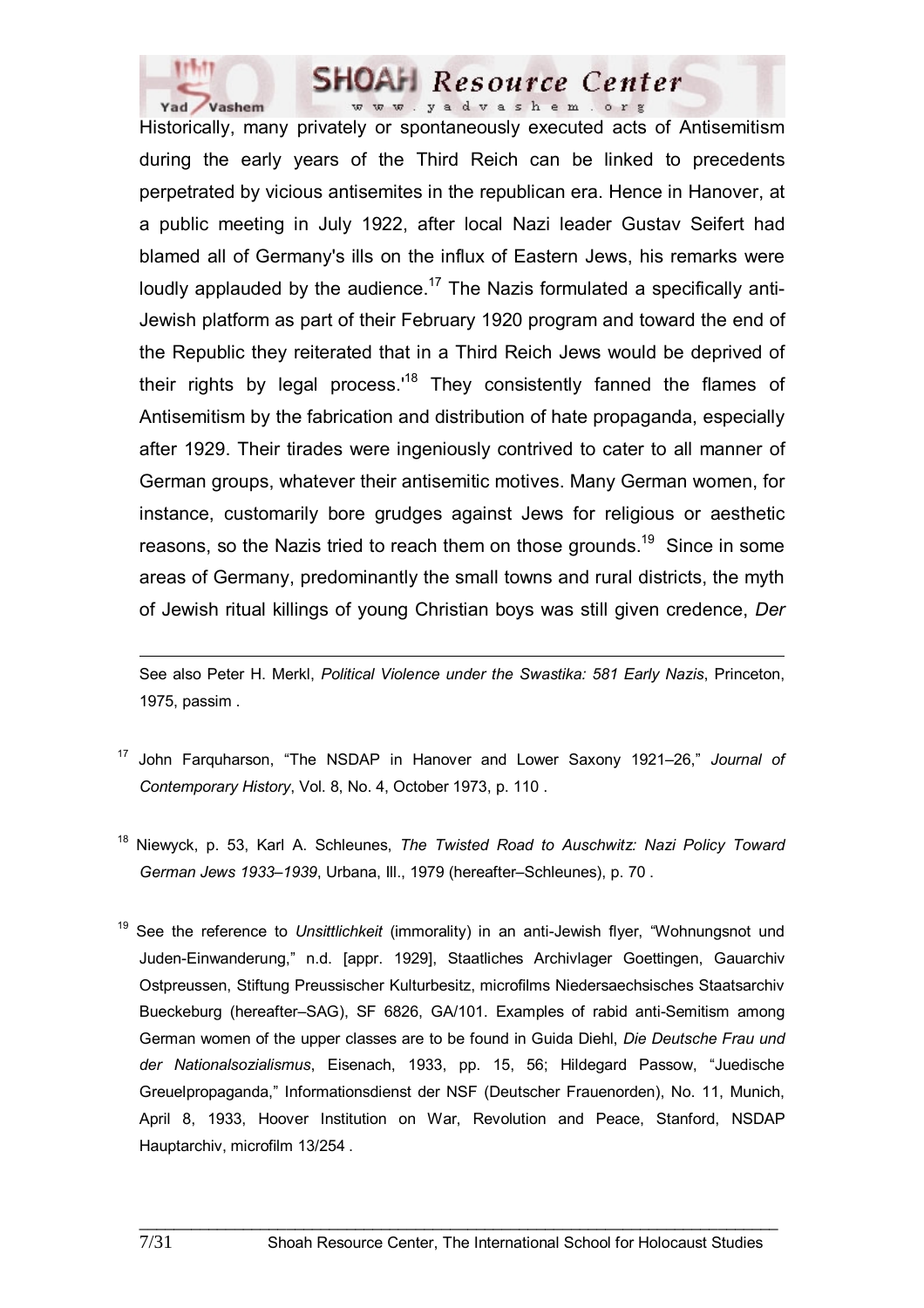Historically, many privately or spontaneously executed acts of Antisemitism during the early years of the Third Reich can be linked to precedents perpetrated by vicious antisemites in the republican era. Hence in Hanover, at a public meeting in July 1922, after local Nazi leader Gustav Seifert had blamed all of Germany's ills on the influx of Eastern Jews, his remarks were loudly applauded by the audience.[17] The Nazis formulated a specifically anti-Jewish platform as part of their February 1920 program and toward the end of the Republic they reiterated that in a Third Reich Jews would be deprived of their rights by legal process.'[18] They consistently fanned the flames of Antisemitism by the fabrication and distribution of hate propaganda, especially after 1929. Their tirades were ingeniously contrived to cater to all manner of German groups, whatever their antisemitic motives. Many German women, for instance, customarily bore grudges against Jews for religious or aesthetic reasons, so the Nazis tried to reach them on those grounds.[19] Since in some areas of Germany, predominantly the small towns and rural districts, the myth of Jewish ritual killings of young Christian boys was still given credence, *Der*

---

See also Peter H. Merkl, *Political Violence under the Swastika: 581 Early Nazis*, Princeton, 1975, passim .

[17] John Farquharson, "The NSDAP in Hanover and Lower Saxony 1921–26," *Journal of Contemporary History*, Vol. 8, No. 4, October 1973, p. 110 .

[18] Niewyck, p. 53, Karl A. Schleunes, *The Twisted Road to Auschwitz: Nazi Policy Toward German Jews 1933–1939*, Urbana, Ill., 1979 (hereafter–Schleunes), p. 70 .

[19] See the reference to *Unsittlichkeit* (immorality) in an anti-Jewish flyer, "Wohnungsnot und Juden-Einwanderung," n.d. [appr. 1929], Staatliches Archivlager Goettingen, Gauarchiv Ostpreussen, Stiftung Preussischer Kulturbesitz, microfilms Niedersaechsisches Staatsarchiv Bueckeburg (hereafter–SAG), SF 6826, GA/101. Examples of rabid anti-Semitism among German women of the upper classes are to be found in Guida Diehl, *Die Deutsche Frau und der Nationalsozialismus*, Eisenach, 1933, pp. 15, 56; Hildegard Passow, "Juedische Greuelpropaganda," Informationsdienst der NSF (Deutscher Frauenorden), No. 11, Munich, April 8, 1933, Hoover Institution on War, Revolution and Peace, Stanford, NSDAP Hauptarchiv, microfilm 13/254 .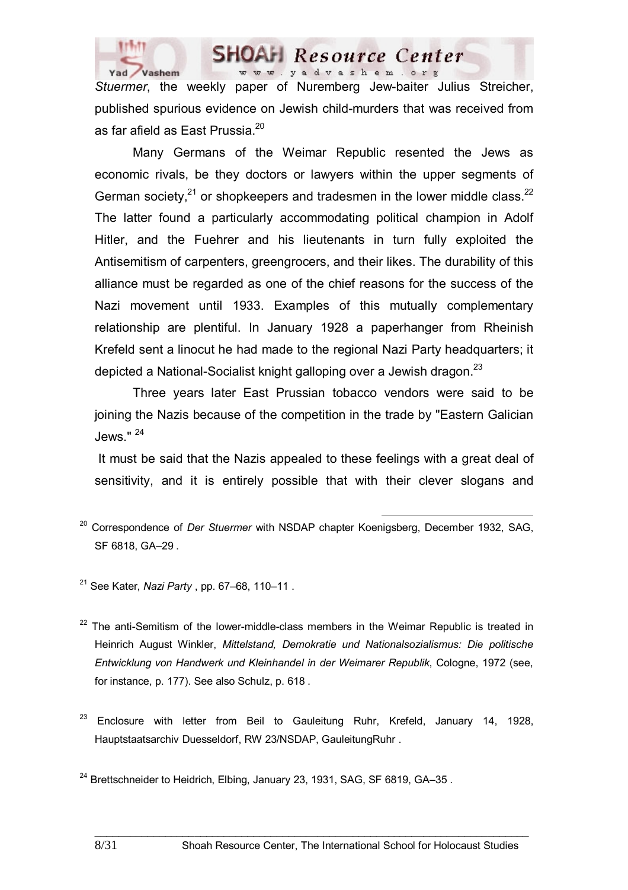*Stuermer*, the weekly paper of Nuremberg Jew-baiter Julius Streicher, published spurious evidence on Jewish child-murders that was received from as far afield as East Prussia.[20]

Many Germans of the Weimar Republic resented the Jews as economic rivals, be they doctors or lawyers within the upper segments of German society,[21] or shopkeepers and tradesmen in the lower middle class.[22] The latter found a particularly accommodating political champion in Adolf Hitler, and the Fuehrer and his lieutenants in turn fully exploited the Antisemitism of carpenters, greengrocers, and their likes. The durability of this alliance must be regarded as one of the chief reasons for the success of the Nazi movement until 1933. Examples of this mutually complementary relationship are plentiful. In January 1928 a paperhanger from Rheinish Krefeld sent a linocut he had made to the regional Nazi Party headquarters; it depicted a National-Socialist knight galloping over a Jewish dragon.[23]

Three years later East Prussian tobacco vendors were said to be joining the Nazis because of the competition in the trade by "Eastern Galician Jews." [24]

It must be said that the Nazis appealed to these feelings with a great deal of sensitivity, and it is entirely possible that with their clever slogans and

---

[20] Correspondence of *Der Stuermer* with NSDAP chapter Koenigsberg, December 1932, SAG, SF 6818, GA–29 .

[21] See Kater, *Nazi Party* , pp. 67–68, 110–11 .

[22] The anti-Semitism of the lower-middle-class members in the Weimar Republic is treated in Heinrich August Winkler, *Mittelstand, Demokratie und Nationalsozialismus: Die politische Entwicklung von Handwerk und Kleinhandel in der Weimarer Republik*, Cologne, 1972 (see, for instance, p. 177). See also Schulz, p. 618 .

[23] Enclosure with letter from Beil to Gauleitung Ruhr, Krefeld, January 14, 1928, Hauptstaatsarchiv Duesseldorf, RW 23/NSDAP, GauleitungRuhr .

[24] Brettschneider to Heidrich, Elbing, January 23, 1931, SAG, SF 6819, GA–35 .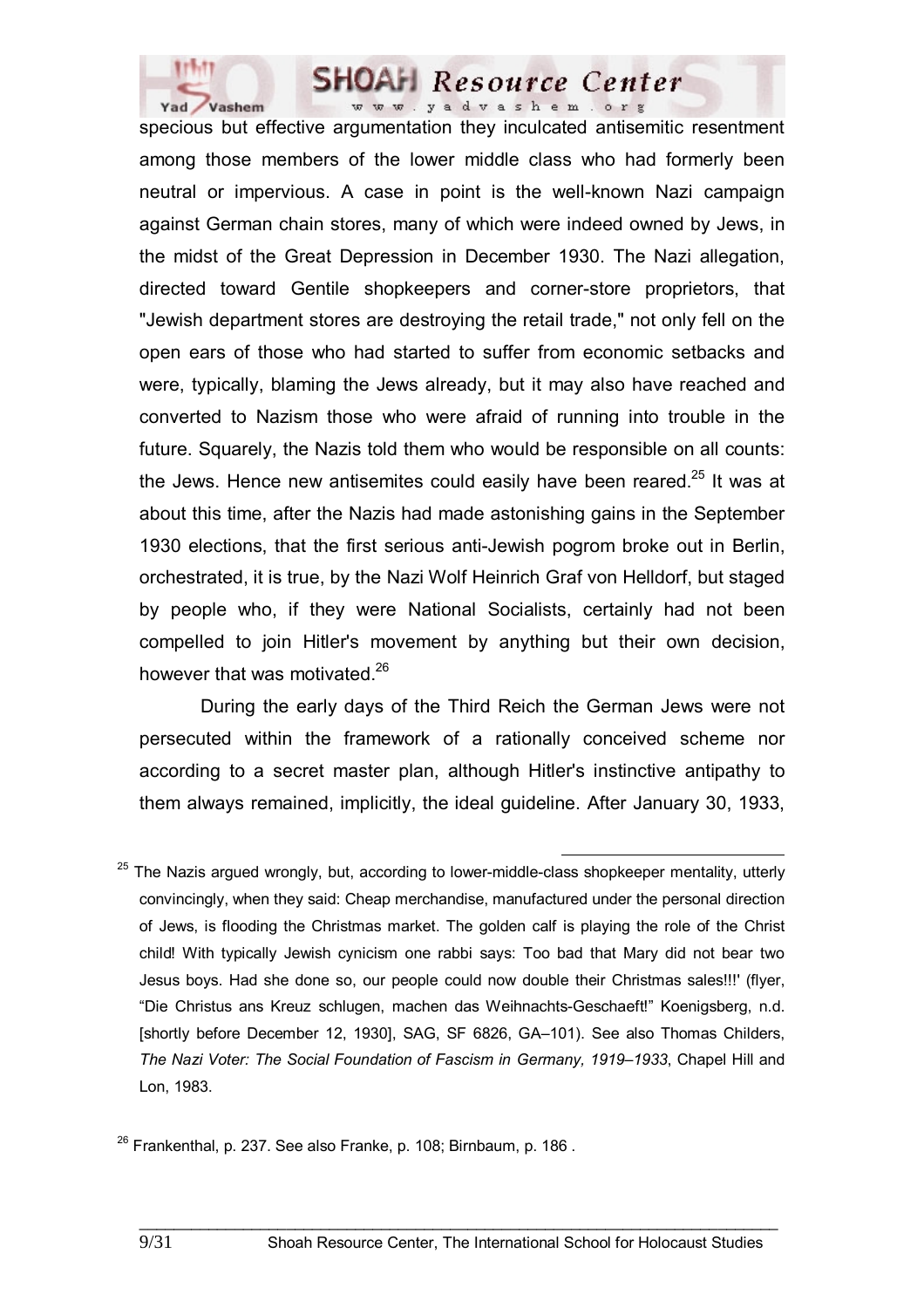specious but effective argumentation they inculcated antisemitic resentment among those members of the lower middle class who had formerly been neutral or impervious. A case in point is the well-known Nazi campaign against German chain stores, many of which were indeed owned by Jews, in the midst of the Great Depression in December 1930. The Nazi allegation, directed toward Gentile shopkeepers and corner-store proprietors, that "Jewish department stores are destroying the retail trade," not only fell on the open ears of those who had started to suffer from economic setbacks and were, typically, blaming the Jews already, but it may also have reached and converted to Nazism those who were afraid of running into trouble in the future. Squarely, the Nazis told them who would be responsible on all counts: the Jews. Hence new antisemites could easily have been reared.[25] It was at about this time, after the Nazis had made astonishing gains in the September 1930 elections, that the first serious anti-Jewish pogrom broke out in Berlin, orchestrated, it is true, by the Nazi Wolf Heinrich Graf von Helldorf, but staged by people who, if they were National Socialists, certainly had not been compelled to join Hitler's movement by anything but their own decision, however that was motivated.[26]

During the early days of the Third Reich the German Jews were not persecuted within the framework of a rationally conceived scheme nor according to a secret master plan, although Hitler's instinctive antipathy to them always remained, implicitly, the ideal guideline. After January 30, 1933,

---

[25] The Nazis argued wrongly, but, according to lower-middle-class shopkeeper mentality, utterly convincingly, when they said: Cheap merchandise, manufactured under the personal direction of Jews, is flooding the Christmas market. The golden calf is playing the role of the Christ child! With typically Jewish cynicism one rabbi says: Too bad that Mary did not bear two Jesus boys. Had she done so, our people could now double their Christmas sales!!!' (flyer, "Die Christus ans Kreuz schlugen, machen das Weihnachts-Geschaeft!" Koenigsberg, n.d. [shortly before December 12, 1930], SAG, SF 6826, GA–101). See also Thomas Childers, *The Nazi Voter: The Social Foundation of Fascism in Germany, 1919–1933*, Chapel Hill and Lon, 1983.

[26] Frankenthal, p. 237. See also Franke, p. 108; Birnbaum, p. 186 .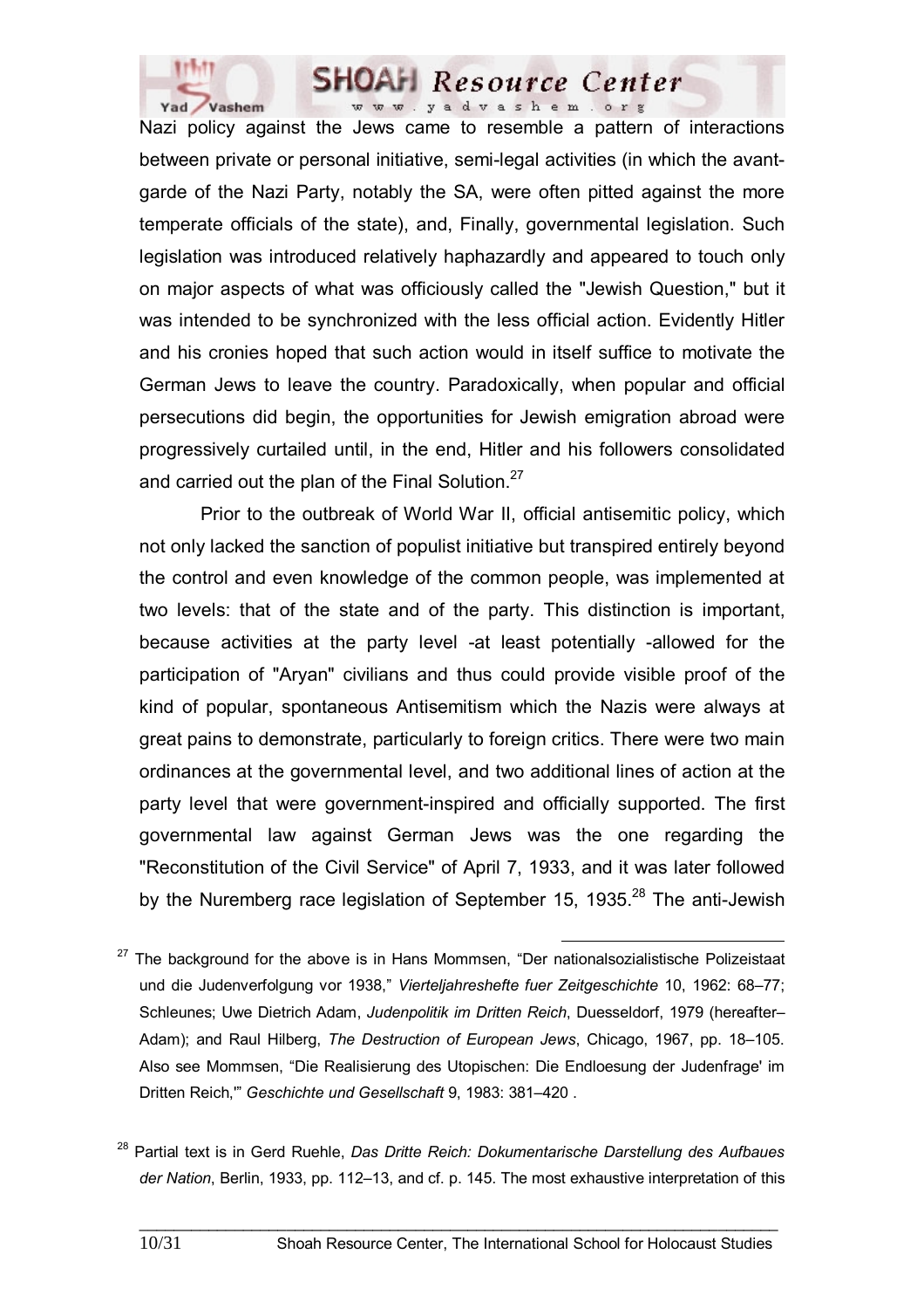Nazi policy against the Jews came to resemble a pattern of interactions between private or personal initiative, semi-legal activities (in which the avant-garde of the Nazi Party, notably the SA, were often pitted against the more temperate officials of the state), and, Finally, governmental legislation. Such legislation was introduced relatively haphazardly and appeared to touch only on major aspects of what was officiously called the "Jewish Question," but it was intended to be synchronized with the less official action. Evidently Hitler and his cronies hoped that such action would in itself suffice to motivate the German Jews to leave the country. Paradoxically, when popular and official persecutions did begin, the opportunities for Jewish emigration abroad were progressively curtailed until, in the end, Hitler and his followers consolidated and carried out the plan of the Final Solution.[27]

Prior to the outbreak of World War II, official antisemitic policy, which not only lacked the sanction of populist initiative but transpired entirely beyond the control and even knowledge of the common people, was implemented at two levels: that of the state and of the party. This distinction is important, because activities at the party level -at least potentially -allowed for the participation of "Aryan" civilians and thus could provide visible proof of the kind of popular, spontaneous Antisemitism which the Nazis were always at great pains to demonstrate, particularly to foreign critics. There were two main ordinances at the governmental level, and two additional lines of action at the party level that were government-inspired and officially supported. The first governmental law against German Jews was the one regarding the "Reconstitution of the Civil Service" of April 7, 1933, and it was later followed by the Nuremberg race legislation of September 15, 1935.[28] The anti-Jewish

---

[27] The background for the above is in Hans Mommsen, "Der nationalsozialistische Polizeistaat und die Judenverfolgung vor 1938," *Vierteljahreshefte fuer Zeitgeschichte* 10, 1962: 68–77; Schleunes; Uwe Dietrich Adam, *Judenpolitik im Dritten Reich*, Duesseldorf, 1979 (hereafter– Adam); and Raul Hilberg, *The Destruction of European Jews*, Chicago, 1967, pp. 18–105. Also see Mommsen, "Die Realisierung des Utopischen: Die Endloesung der Judenfrage' im Dritten Reich,'" *Geschichte und Gesellschaft* 9, 1983: 381–420 .

[28] Partial text is in Gerd Ruehle, *Das Dritte Reich: Dokumentarische Darstellung des Aufbaues der Nation*, Berlin, 1933, pp. 112–13, and cf. p. 145. The most exhaustive interpretation of this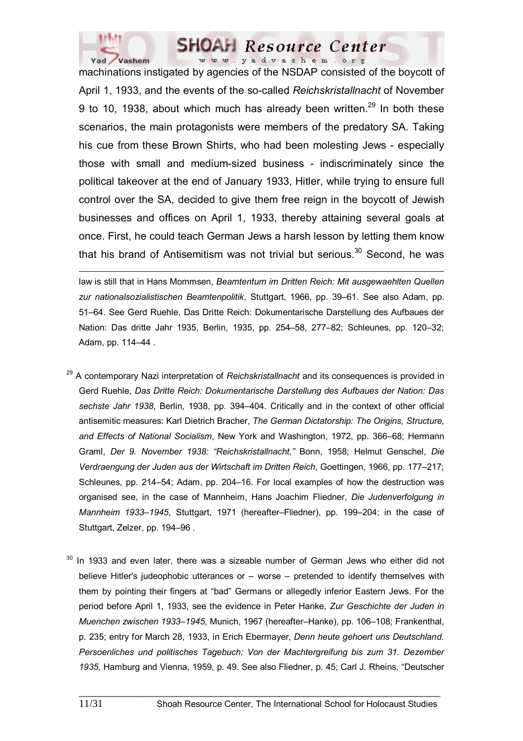machinations instigated by agencies of the NSDAP consisted of the boycott of April 1, 1933, and the events of the so-called *Reichskristallnacht* of November 9 to 10, 1938, about which much has already been written.[29] In both these scenarios, the main protagonists were members of the predatory SA. Taking his cue from these Brown Shirts, who had been molesting Jews - especially those with small and medium-sized business - indiscriminately since the political takeover at the end of January 1933, Hitler, while trying to ensure full control over the SA, decided to give them free reign in the boycott of Jewish businesses and offices on April 1, 1933, thereby attaining several goals at once. First, he could teach German Jews a harsh lesson by letting them know that his brand of Antisemitism was not trivial but serious.[30] Second, he was

---

law is still that in Hans Mommsen, *Beamtentum im Dritten Reich: Mit ausgewaehlten Quellen zur nationalsozialistischen Beamtenpolitik*, Stuttgart, 1966, pp. 39–61. See also Adam, pp. 51–64. See Gerd Ruehle, Das Dritte Reich: Dokumentarische Darstellung des Aufbaues der Nation: Das dritte Jahr 1935, Berlin, 1935, pp. 254–58, 277–82; Schleunes, pp. 120–32; Adam, pp. 114–44 .

[29] A contemporary Nazi interpretation of *Reichskristallnacht* and its consequences is provided in Gerd Ruehle, *Das Dritte Reich: Dokumentarische Darstellung des Aufbaues der Nation: Das sechste Jahr 1938*, Berlin, 1938, pp. 394–404. Critically and in the context of other official antisemitic measures: Karl Dietrich Bracher, *The German Dictatorship: The Origins, Structure, and Effects of National Socialism*, New York and Washington, 1972, pp. 366–68; Hermann Graml, *Der 9. November 1938: "Reichskristallnacht,"* Bonn, 1958; Helmut Genschel, *Die Verdraengung der Juden aus der Wirtschaft im Dritten Reich*, Goettingen, 1966, pp. 177–217; Schleunes, pp. 214–54; Adam, pp. 204–16. For local examples of how the destruction was organised see, in the case of Mannheim, Hans Joachim Fliedner, *Die Judenverfolgung in Mannheim 1933–1945*, Stuttgart, 1971 (hereafter–Fliedner), pp. 199–204; in the case of Stuttgart, Zelzer, pp. 194–96 .

[30] In 1933 and even later, there was a sizeable number of German Jews who either did not believe Hitler's judeophobic utterances or – worse – pretended to identify themselves with them by pointing their fingers at "bad" Germans or allegedly inferior Eastern Jews. For the period before April 1, 1933, see the evidence in Peter Hanke, *Zur Geschichte der Juden in Muenchen zwischen 1933–1945*, Munich, 1967 (hereafter–Hanke), pp. 106–108; Frankenthal, p. 235; entry for March 28, 1933, in Erich Ebermayer, *Denn heute gehoert uns Deutschland. Persoenliches und politisches Tagebuch: Von der Machtergreifung bis zum 31. Dezember 1935*, Hamburg and Vienna, 1959, p. 49. See also Fliedner, p. 45; Carl J. Rheins, "Deutscher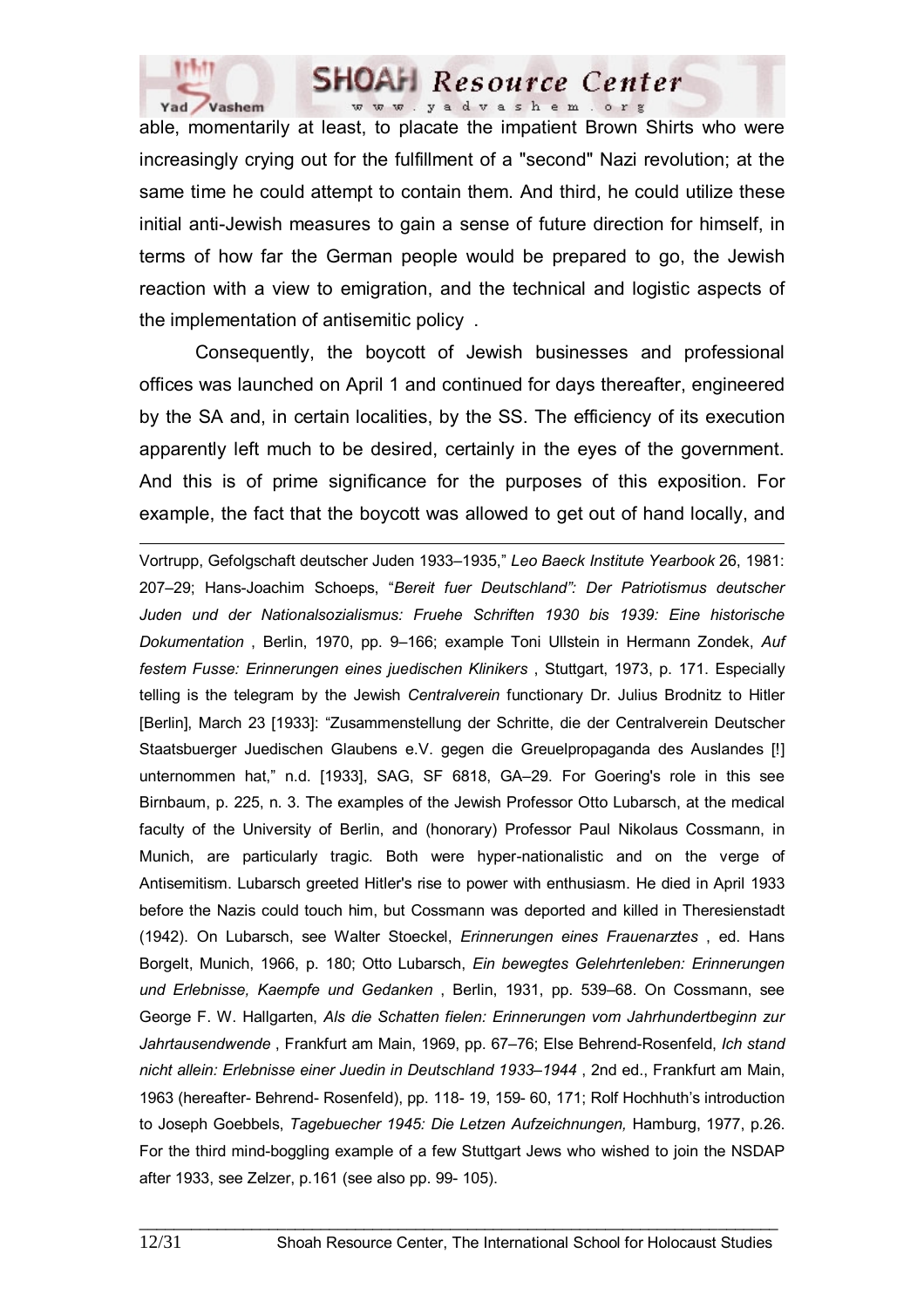able, momentarily at least, to placate the impatient Brown Shirts who were increasingly crying out for the fulfillment of a "second" Nazi revolution; at the same time he could attempt to contain them. And third, he could utilize these initial anti-Jewish measures to gain a sense of future direction for himself, in terms of how far the German people would be prepared to go, the Jewish reaction with a view to emigration, and the technical and logistic aspects of the implementation of antisemitic policy .

Consequently, the boycott of Jewish businesses and professional offices was launched on April 1 and continued for days thereafter, engineered by the SA and, in certain localities, by the SS. The efficiency of its execution apparently left much to be desired, certainly in the eyes of the government. And this is of prime significance for the purposes of this exposition. For example, the fact that the boycott was allowed to get out of hand locally, and

---

Vortrupp, Gefolgschaft deutscher Juden 1933–1935," *Leo Baeck Institute Yearbook* 26, 1981: 207–29; Hans-Joachim Schoeps, "*Bereit fuer Deutschland": Der Patriotismus deutscher Juden und der Nationalsozialismus: Fruehe Schriften 1930 bis 1939: Eine historische Dokumentation* , Berlin, 1970, pp. 9–166; example Toni Ullstein in Hermann Zondek, *Auf festem Fusse: Erinnerungen eines juedischen Klinikers* , Stuttgart, 1973, p. 171. Especially telling is the telegram by the Jewish *Centralverein* functionary Dr. Julius Brodnitz to Hitler [Berlin], March 23 [1933]: "Zusammenstellung der Schritte, die der Centralverein Deutscher Staatsbuerger Juedischen Glaubens e.V. gegen die Greuelpropaganda des Auslandes [!] unternommen hat," n.d. [1933], SAG, SF 6818, GA–29. For Goering's role in this see Birnbaum, p. 225, n. 3. The examples of the Jewish Professor Otto Lubarsch, at the medical faculty of the University of Berlin, and (honorary) Professor Paul Nikolaus Cossmann, in Munich, are particularly tragic. Both were hyper-nationalistic and on the verge of Antisemitism. Lubarsch greeted Hitler's rise to power with enthusiasm. He died in April 1933 before the Nazis could touch him, but Cossmann was deported and killed in Theresienstadt (1942). On Lubarsch, see Walter Stoeckel, *Erinnerungen eines Frauenarztes* , ed. Hans Borgelt, Munich, 1966, p. 180; Otto Lubarsch, *Ein bewegtes Gelehrtenleben: Erinnerungen und Erlebnisse, Kaempfe und Gedanken* , Berlin, 1931, pp. 539–68. On Cossmann, see George F. W. Hallgarten, *Als die Schatten fielen: Erinnerungen vom Jahrhundertbeginn zur Jahrtausendwende* , Frankfurt am Main, 1969, pp. 67–76; Else Behrend-Rosenfeld, *Ich stand nicht allein: Erlebnisse einer Juedin in Deutschland 1933–1944* , 2nd ed., Frankfurt am Main, 1963 (hereafter- Behrend- Rosenfeld), pp. 118- 19, 159- 60, 171; Rolf Hochhuth's introduction to Joseph Goebbels, *Tagebuecher 1945: Die Letzen Aufzeichnungen,* Hamburg, 1977, p.26. For the third mind-boggling example of a few Stuttgart Jews who wished to join the NSDAP after 1933, see Zelzer, p.161 (see also pp. 99- 105).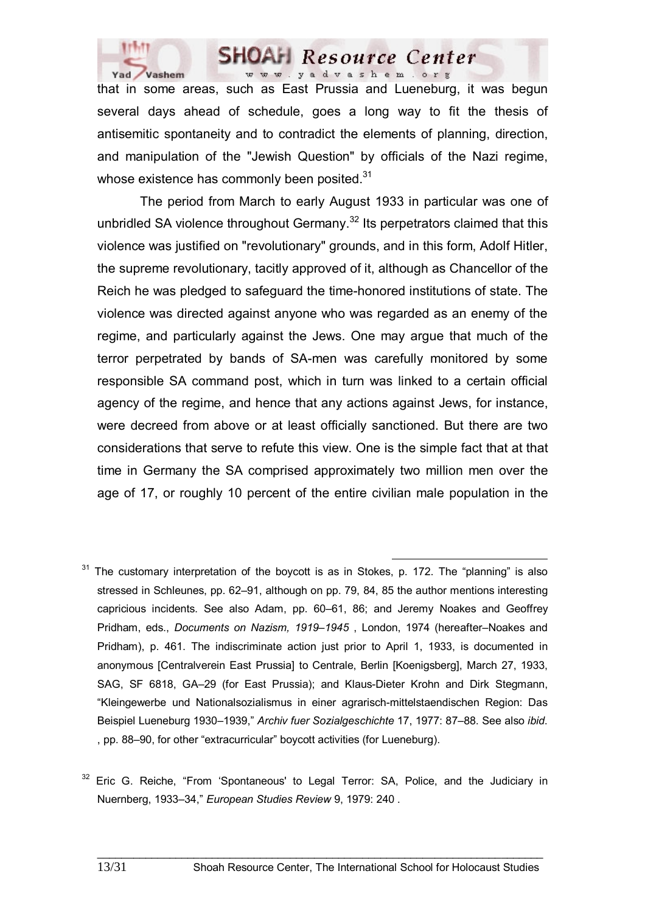that in some areas, such as East Prussia and Lueneburg, it was begun several days ahead of schedule, goes a long way to fit the thesis of antisemitic spontaneity and to contradict the elements of planning, direction, and manipulation of the "Jewish Question" by officials of the Nazi regime, whose existence has commonly been posited.[31]

The period from March to early August 1933 in particular was one of unbridled SA violence throughout Germany.[32] Its perpetrators claimed that this violence was justified on "revolutionary" grounds, and in this form, Adolf Hitler, the supreme revolutionary, tacitly approved of it, although as Chancellor of the Reich he was pledged to safeguard the time-honored institutions of state. The violence was directed against anyone who was regarded as an enemy of the regime, and particularly against the Jews. One may argue that much of the terror perpetrated by bands of SA-men was carefully monitored by some responsible SA command post, which in turn was linked to a certain official agency of the regime, and hence that any actions against Jews, for instance, were decreed from above or at least officially sanctioned. But there are two considerations that serve to refute this view. One is the simple fact that at that time in Germany the SA comprised approximately two million men over the age of 17, or roughly 10 percent of the entire civilian male population in the

---

[31] The customary interpretation of the boycott is as in Stokes, p. 172. The "planning" is also stressed in Schleunes, pp. 62–91, although on pp. 79, 84, 85 the author mentions interesting capricious incidents. See also Adam, pp. 60–61, 86; and Jeremy Noakes and Geoffrey Pridham, eds., *Documents on Nazism, 1919–1945* , London, 1974 (hereafter–Noakes and Pridham), p. 461. The indiscriminate action just prior to April 1, 1933, is documented in anonymous [Centralverein East Prussia] to Centrale, Berlin [Koenigsberg], March 27, 1933, SAG, SF 6818, GA–29 (for East Prussia); and Klaus-Dieter Krohn and Dirk Stegmann, "Kleingewerbe und Nationalsozialismus in einer agrarisch-mittelstaendischen Region: Das Beispiel Lueneburg 1930–1939," *Archiv fuer Sozialgeschichte* 17, 1977: 87–88. See also *ibid.* , pp. 88–90, for other "extracurricular" boycott activities (for Lueneburg).

[32] Eric G. Reiche, "From 'Spontaneous' to Legal Terror: SA, Police, and the Judiciary in Nuernberg, 1933–34," *European Studies Review* 9, 1979: 240 .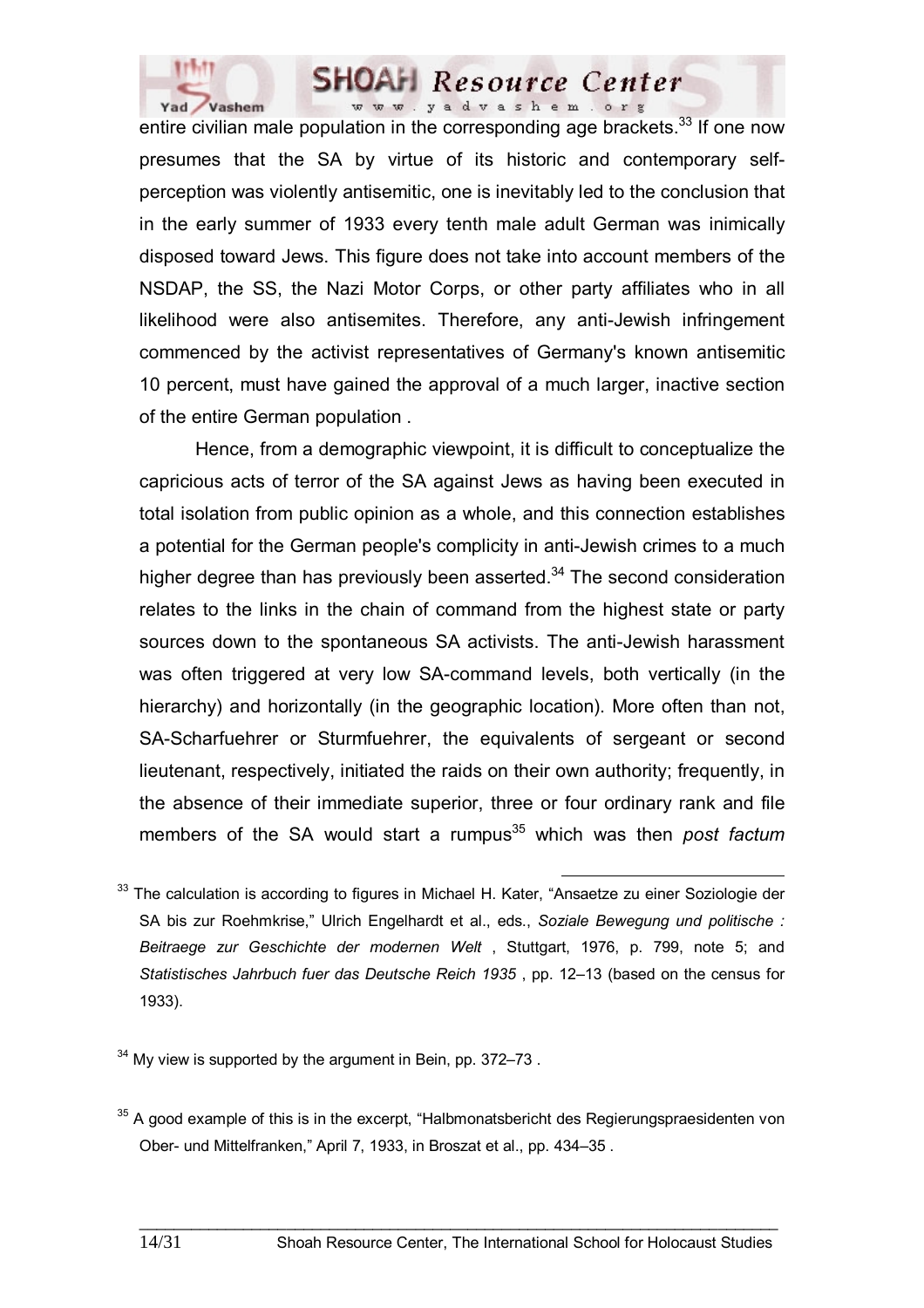entire civilian male population in the corresponding age brackets.[33] If one now presumes that the SA by virtue of its historic and contemporary self-perception was violently antisemitic, one is inevitably led to the conclusion that in the early summer of 1933 every tenth male adult German was inimically disposed toward Jews. This figure does not take into account members of the NSDAP, the SS, the Nazi Motor Corps, or other party affiliates who in all likelihood were also antisemites. Therefore, any anti-Jewish infringement commenced by the activist representatives of Germany's known antisemitic 10 percent, must have gained the approval of a much larger, inactive section of the entire German population .

Hence, from a demographic viewpoint, it is difficult to conceptualize the capricious acts of terror of the SA against Jews as having been executed in total isolation from public opinion as a whole, and this connection establishes a potential for the German people's complicity in anti-Jewish crimes to a much higher degree than has previously been asserted.[34] The second consideration relates to the links in the chain of command from the highest state or party sources down to the spontaneous SA activists. The anti-Jewish harassment was often triggered at very low SA-command levels, both vertically (in the hierarchy) and horizontally (in the geographic location). More often than not, SA-Scharfuehrer or Sturmfuehrer, the equivalents of sergeant or second lieutenant, respectively, initiated the raids on their own authority; frequently, in the absence of their immediate superior, three or four ordinary rank and file members of the SA would start a rumpus[35] which was then *post factum*

---

[33] The calculation is according to figures in Michael H. Kater, "Ansaetze zu einer Soziologie der SA bis zur Roehmkrise," Ulrich Engelhardt et al., eds., *Soziale Bewegung und politische : Beitraege zur Geschichte der modernen Welt* , Stuttgart, 1976, p. 799, note 5; and *Statistisches Jahrbuch fuer das Deutsche Reich 1935* , pp. 12–13 (based on the census for 1933).

[34] My view is supported by the argument in Bein, pp. 372–73 .

[35] A good example of this is in the excerpt, "Halbmonatsbericht des Regierungspraesidenten von Ober- und Mittelfranken," April 7, 1933, in Broszat et al., pp. 434–35 .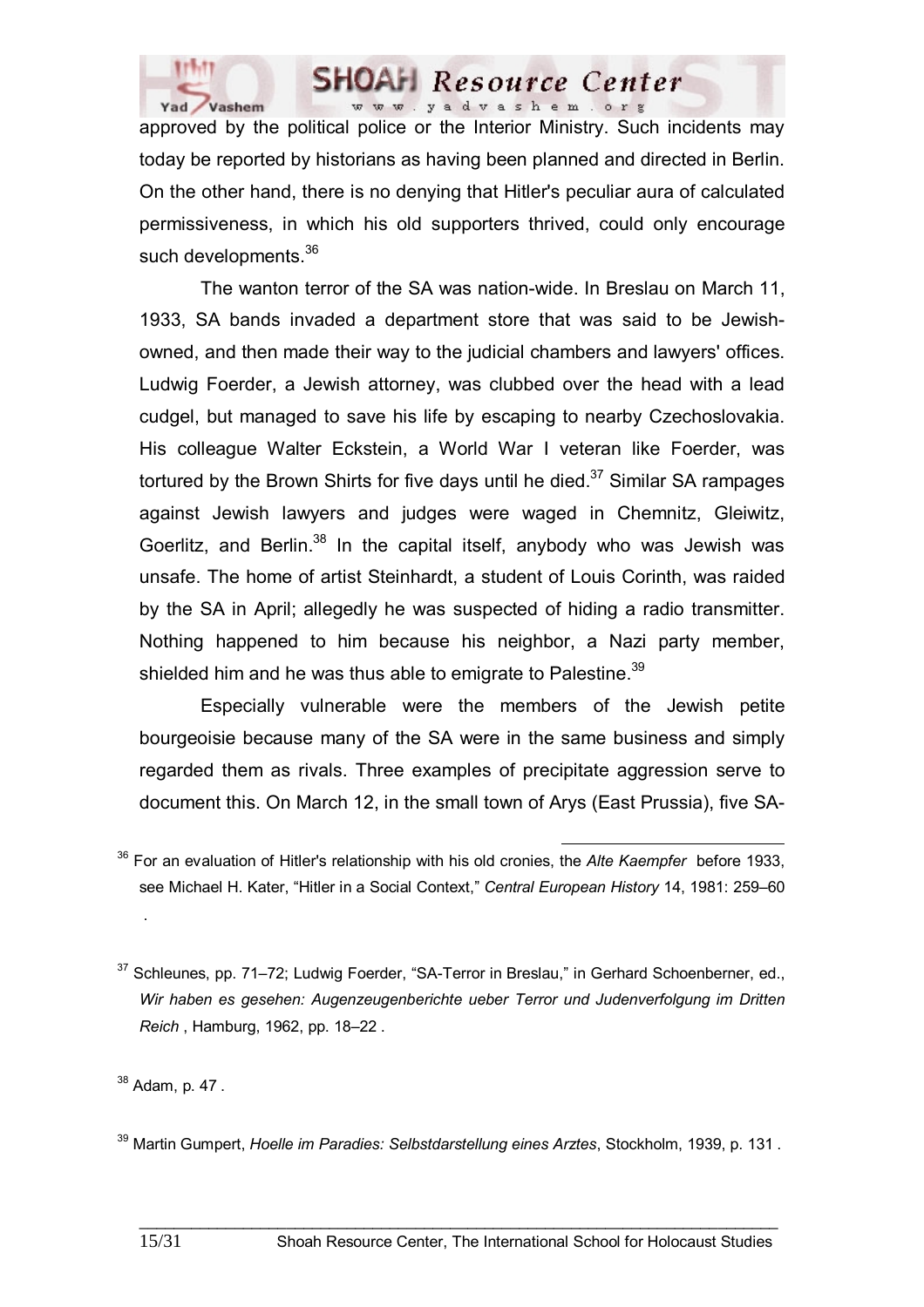approved by the political police or the Interior Ministry. Such incidents may today be reported by historians as having been planned and directed in Berlin. On the other hand, there is no denying that Hitler's peculiar aura of calculated permissiveness, in which his old supporters thrived, could only encourage such developments.[36]

The wanton terror of the SA was nation-wide. In Breslau on March 11, 1933, SA bands invaded a department store that was said to be Jewish-owned, and then made their way to the judicial chambers and lawyers' offices. Ludwig Foerder, a Jewish attorney, was clubbed over the head with a lead cudgel, but managed to save his life by escaping to nearby Czechoslovakia. His colleague Walter Eckstein, a World War I veteran like Foerder, was tortured by the Brown Shirts for five days until he died.[37] Similar SA rampages against Jewish lawyers and judges were waged in Chemnitz, Gleiwitz, Goerlitz, and Berlin.[38] In the capital itself, anybody who was Jewish was unsafe. The home of artist Steinhardt, a student of Louis Corinth, was raided by the SA in April; allegedly he was suspected of hiding a radio transmitter. Nothing happened to him because his neighbor, a Nazi party member, shielded him and he was thus able to emigrate to Palestine.[39]

Especially vulnerable were the members of the Jewish petite bourgeoisie because many of the SA were in the same business and simply regarded them as rivals. Three examples of precipitate aggression serve to document this. On March 12, in the small town of Arys (East Prussia), five SA-

---

[36] For an evaluation of Hitler's relationship with his old cronies, the *Alte Kaempfer* before 1933, see Michael H. Kater, "Hitler in a Social Context," *Central European History* 14, 1981: 259–60 .

[37] Schleunes, pp. 71–72; Ludwig Foerder, "SA-Terror in Breslau," in Gerhard Schoenberner, ed., *Wir haben es gesehen: Augenzeugenberichte ueber Terror und Judenverfolgung im Dritten Reich* , Hamburg, 1962, pp. 18–22 .

[38] Adam, p. 47 .

[39] Martin Gumpert, *Hoelle im Paradies: Selbstdarstellung eines Arztes*, Stockholm, 1939, p. 131 .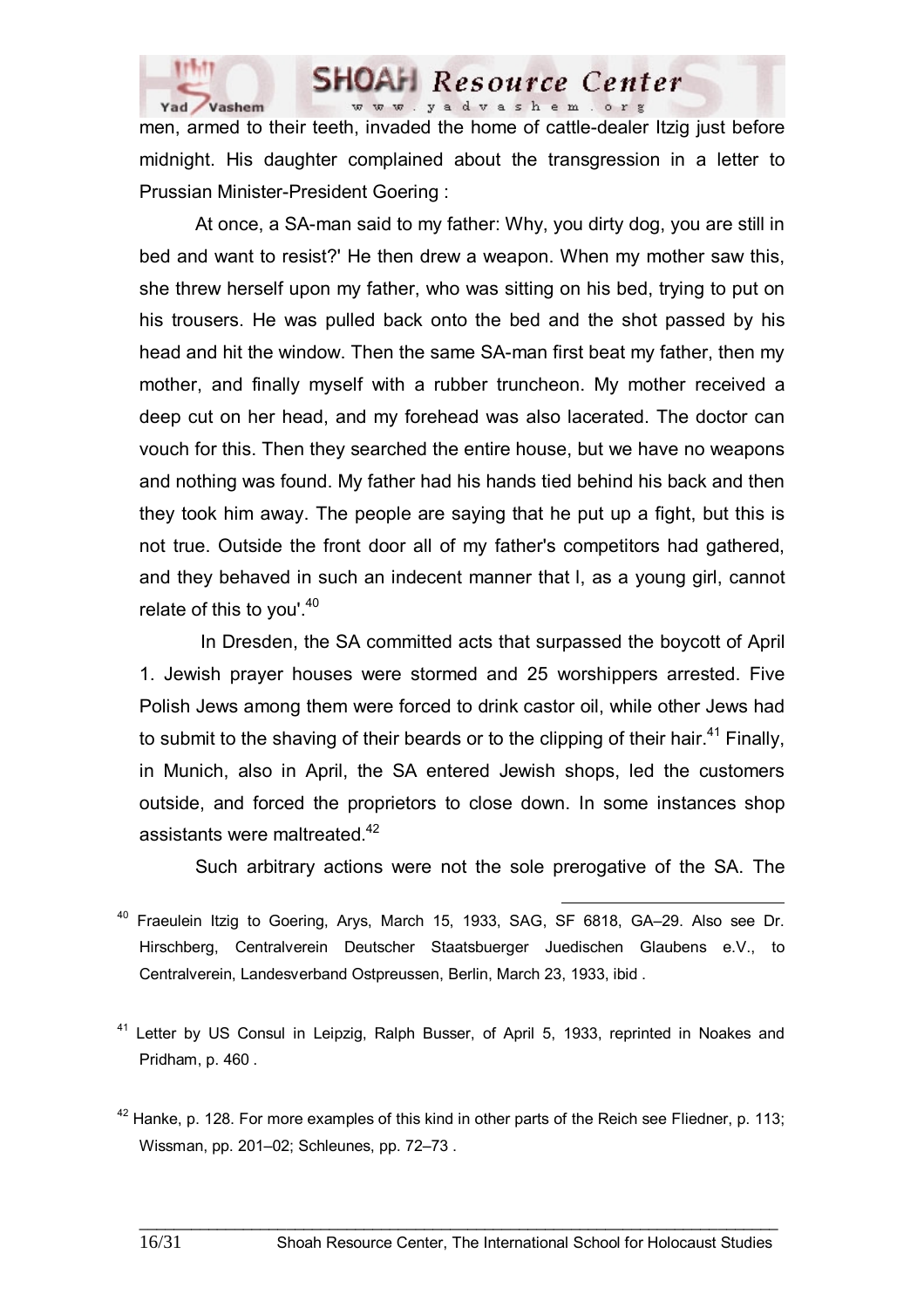men, armed to their teeth, invaded the home of cattle-dealer Itzig just before midnight. His daughter complained about the transgression in a letter to Prussian Minister-President Goering :

At once, a SA-man said to my father: Why, you dirty dog, you are still in bed and want to resist?' He then drew a weapon. When my mother saw this, she threw herself upon my father, who was sitting on his bed, trying to put on his trousers. He was pulled back onto the bed and the shot passed by his head and hit the window. Then the same SA-man first beat my father, then my mother, and finally myself with a rubber truncheon. My mother received a deep cut on her head, and my forehead was also lacerated. The doctor can vouch for this. Then they searched the entire house, but we have no weapons and nothing was found. My father had his hands tied behind his back and then they took him away. The people are saying that he put up a fight, but this is not true. Outside the front door all of my father's competitors had gathered, and they behaved in such an indecent manner that I, as a young girl, cannot relate of this to you'.[40]

In Dresden, the SA committed acts that surpassed the boycott of April 1. Jewish prayer houses were stormed and 25 worshippers arrested. Five Polish Jews among them were forced to drink castor oil, while other Jews had to submit to the shaving of their beards or to the clipping of their hair.[41] Finally, in Munich, also in April, the SA entered Jewish shops, led the customers outside, and forced the proprietors to close down. In some instances shop assistants were maltreated.[42]

Such arbitrary actions were not the sole prerogative of the SA. The

---

[40] Fraeulein Itzig to Goering, Arys, March 15, 1933, SAG, SF 6818, GA–29. Also see Dr. Hirschberg, Centralverein Deutscher Staatsbuerger Juedischen Glaubens e.V., to Centralverein, Landesverband Ostpreussen, Berlin, March 23, 1933, ibid .

[41] Letter by US Consul in Leipzig, Ralph Busser, of April 5, 1933, reprinted in Noakes and Pridham, p. 460 .

[42] Hanke, p. 128. For more examples of this kind in other parts of the Reich see Fliedner, p. 113; Wissman, pp. 201–02; Schleunes, pp. 72–73 .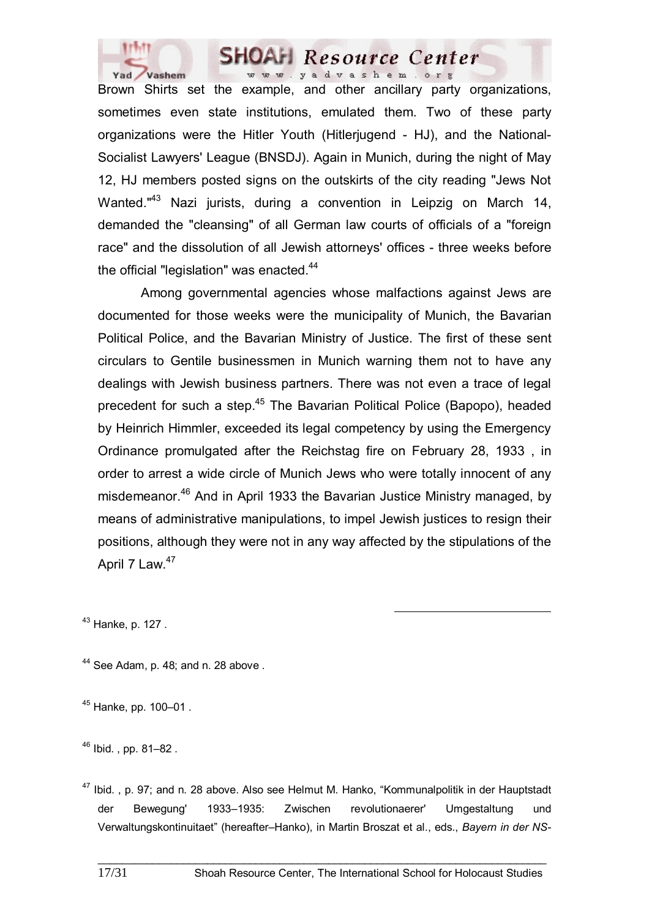Brown Shirts set the example, and other ancillary party organizations, sometimes even state institutions, emulated them. Two of these party organizations were the Hitler Youth (Hitlerjugend - HJ), and the National-Socialist Lawyers' League (BNSDJ). Again in Munich, during the night of May 12, HJ members posted signs on the outskirts of the city reading "Jews Not Wanted."[43] Nazi jurists, during a convention in Leipzig on March 14, demanded the "cleansing" of all German law courts of officials of a "foreign race" and the dissolution of all Jewish attorneys' offices - three weeks before the official "legislation" was enacted.[44]

Among governmental agencies whose malfactions against Jews are documented for those weeks were the municipality of Munich, the Bavarian Political Police, and the Bavarian Ministry of Justice. The first of these sent circulars to Gentile businessmen in Munich warning them not to have any dealings with Jewish business partners. There was not even a trace of legal precedent for such a step.[45] The Bavarian Political Police (Bapopo), headed by Heinrich Himmler, exceeded its legal competency by using the Emergency Ordinance promulgated after the Reichstag fire on February 28, 1933 , in order to arrest a wide circle of Munich Jews who were totally innocent of any misdemeanor.[46] And in April 1933 the Bavarian Justice Ministry managed, by means of administrative manipulations, to impel Jewish justices to resign their positions, although they were not in any way affected by the stipulations of the April 7 Law.[47]

---

[43] Hanke, p. 127 .

[44] See Adam, p. 48; and n. 28 above .

[45] Hanke, pp. 100–01 .

[46] Ibid. , pp. 81–82 .

[47] Ibid. , p. 97; and n. 28 above. Also see Helmut M. Hanko, “Kommunalpolitik in der Hauptstadt der Bewegung' 1933–1935: Zwischen revolutionaerer' Umgestaltung und Verwaltungskontinuitaet” (hereafter–Hanko), in Martin Broszat et al., eds., *Bayern in der NS-*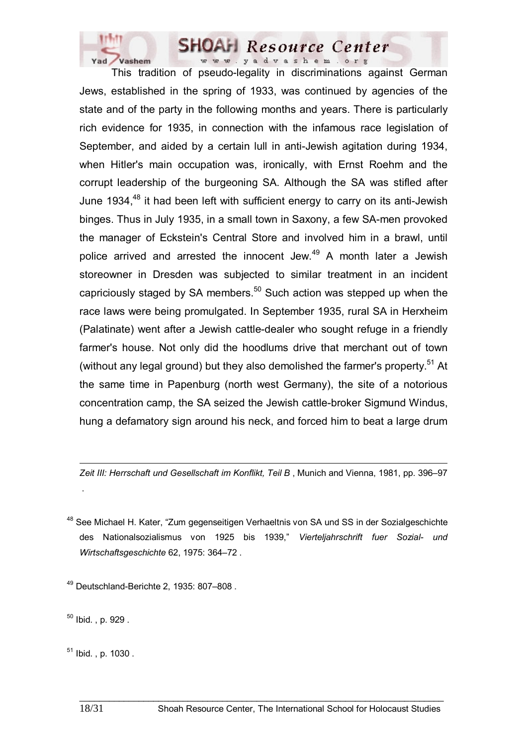This tradition of pseudo-legality in discriminations against German Jews, established in the spring of 1933, was continued by agencies of the state and of the party in the following months and years. There is particularly rich evidence for 1935, in connection with the infamous race legislation of September, and aided by a certain lull in anti-Jewish agitation during 1934, when Hitler's main occupation was, ironically, with Ernst Roehm and the corrupt leadership of the burgeoning SA. Although the SA was stifled after June 1934,[48] it had been left with sufficient energy to carry on its anti-Jewish binges. Thus in July 1935, in a small town in Saxony, a few SA-men provoked the manager of Eckstein's Central Store and involved him in a brawl, until police arrived and arrested the innocent Jew.[49] A month later a Jewish storeowner in Dresden was subjected to similar treatment in an incident capriciously staged by SA members.[50] Such action was stepped up when the race laws were being promulgated. In September 1935, rural SA in Herxheim (Palatinate) went after a Jewish cattle-dealer who sought refuge in a friendly farmer's house. Not only did the hoodlums drive that merchant out of town (without any legal ground) but they also demolished the farmer's property.[51] At the same time in Papenburg (north west Germany), the site of a notorious concentration camp, the SA seized the Jewish cattle-broker Sigmund Windus, hung a defamatory sign around his neck, and forced him to beat a large drum

---

*Zeit III: Herrschaft und Gesellschaft im Konflikt, Teil B* , Munich and Vienna, 1981, pp. 396–97 .

[48] See Michael H. Kater, "Zum gegenseitigen Verhaeltnis von SA und SS in der Sozialgeschichte des Nationalsozialismus von 1925 bis 1939," *Vierteljahrschrift fuer Sozial- und Wirtschaftsgeschichte* 62, 1975: 364–72 .

[49] Deutschland-Berichte 2, 1935: 807–808 .

[50] Ibid. , p. 929 .

[51] Ibid. , p. 1030 .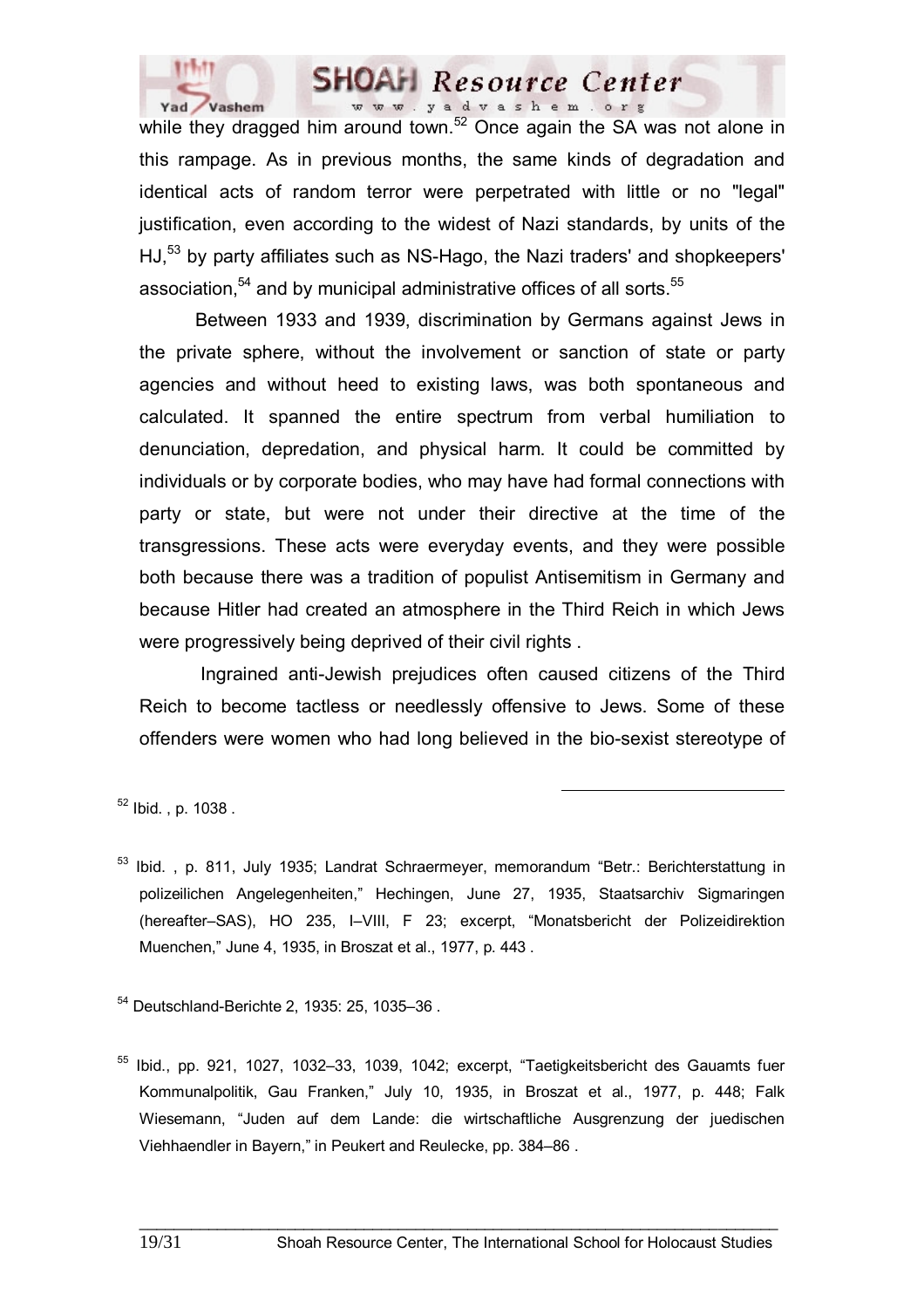while they dragged him around town.[52] Once again the SA was not alone in this rampage. As in previous months, the same kinds of degradation and identical acts of random terror were perpetrated with little or no "legal" justification, even according to the widest of Nazi standards, by units of the HJ,[53] by party affiliates such as NS-Hago, the Nazi traders' and shopkeepers' association,[54] and by municipal administrative offices of all sorts.[55]

Between 1933 and 1939, discrimination by Germans against Jews in the private sphere, without the involvement or sanction of state or party agencies and without heed to existing laws, was both spontaneous and calculated. It spanned the entire spectrum from verbal humiliation to denunciation, depredation, and physical harm. It could be committed by individuals or by corporate bodies, who may have had formal connections with party or state, but were not under their directive at the time of the transgressions. These acts were everyday events, and they were possible both because there was a tradition of populist Antisemitism in Germany and because Hitler had created an atmosphere in the Third Reich in which Jews were progressively being deprived of their civil rights .

Ingrained anti-Jewish prejudices often caused citizens of the Third Reich to become tactless or needlessly offensive to Jews. Some of these offenders were women who had long believed in the bio-sexist stereotype of

---

[52] Ibid. , p. 1038 .

[53] Ibid. , p. 811, July 1935; Landrat Schraermeyer, memorandum "Betr.: Berichterstattung in polizeilichen Angelegenheiten," Hechingen, June 27, 1935, Staatsarchiv Sigmaringen (hereafter–SAS), HO 235, I–VIII, F 23; excerpt, "Monatsbericht der Polizeidirektion Muenchen," June 4, 1935, in Broszat et al., 1977, p. 443 .

[54] Deutschland-Berichte 2, 1935: 25, 1035–36 .

[55] Ibid., pp. 921, 1027, 1032–33, 1039, 1042; excerpt, "Taetigkeitsbericht des Gauamts fuer Kommunalpolitik, Gau Franken," July 10, 1935, in Broszat et al., 1977, p. 448; Falk Wiesemann, "Juden auf dem Lande: die wirtschaftliche Ausgrenzung der juedischen Viehhaendler in Bayern," in Peukert and Reulecke, pp. 384–86 .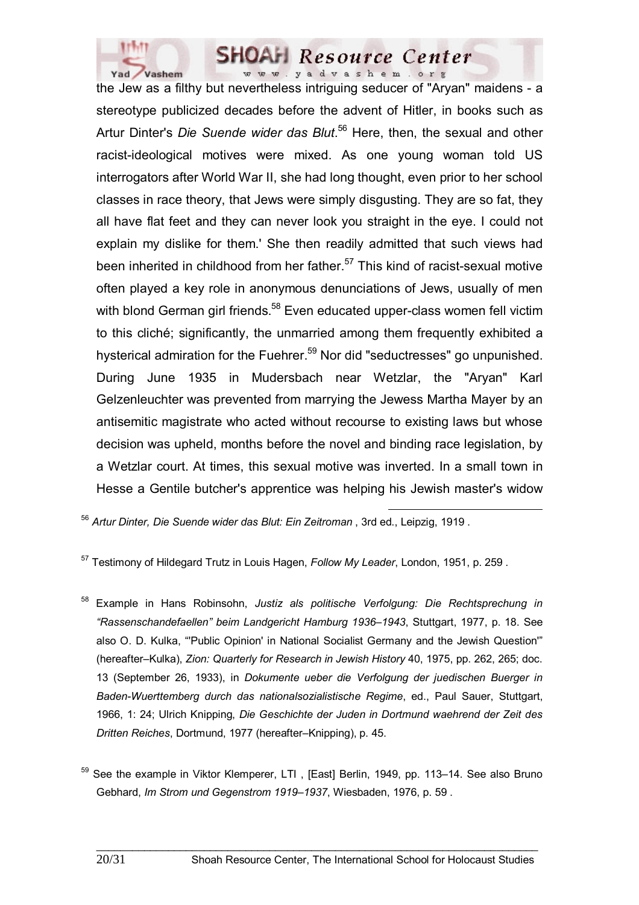the Jew as a filthy but nevertheless intriguing seducer of "Aryan" maidens - a stereotype publicized decades before the advent of Hitler, in books such as Artur Dinter's *Die Suende wider das Blut*.[56] Here, then, the sexual and other racist-ideological motives were mixed. As one young woman told US interrogators after World War II, she had long thought, even prior to her school classes in race theory, that Jews were simply disgusting. They are so fat, they all have flat feet and they can never look you straight in the eye. I could not explain my dislike for them.' She then readily admitted that such views had been inherited in childhood from her father.[57] This kind of racist-sexual motive often played a key role in anonymous denunciations of Jews, usually of men with blond German girl friends.[58] Even educated upper-class women fell victim to this cliché; significantly, the unmarried among them frequently exhibited a hysterical admiration for the Fuehrer.[59] Nor did "seductresses" go unpunished. During June 1935 in Mudersbach near Wetzlar, the "Aryan" Karl Gelzenleuchter was prevented from marrying the Jewess Martha Mayer by an antisemitic magistrate who acted without recourse to existing laws but whose decision was upheld, months before the novel and binding race legislation, by a Wetzlar court. At times, this sexual motive was inverted. In a small town in Hesse a Gentile butcher's apprentice was helping his Jewish master's widow

---

[56] *Artur Dinter, Die Suende wider das Blut: Ein Zeitroman* , 3rd ed., Leipzig, 1919 .

[57] Testimony of Hildegard Trutz in Louis Hagen, *Follow My Leader*, London, 1951, p. 259 .

[58] Example in Hans Robinsohn, *Justiz als politische Verfolgung: Die Rechtsprechung in "Rassenschandefaellen" beim Landgericht Hamburg 1936–1943*, Stuttgart, 1977, p. 18. See also O. D. Kulka, "'Public Opinion' in National Socialist Germany and the Jewish Question'" (hereafter–Kulka), *Zion: Quarterly for Research in Jewish History* 40, 1975, pp. 262, 265; doc. 13 (September 26, 1933), in *Dokumente ueber die Verfolgung der juedischen Buerger in Baden-Wuerttemberg durch das nationalsozialistische Regime*, ed., Paul Sauer, Stuttgart, 1966, 1: 24; Ulrich Knipping, *Die Geschichte der Juden in Dortmund waehrend der Zeit des Dritten Reiches*, Dortmund, 1977 (hereafter–Knipping), p. 45.

[59] See the example in Viktor Klemperer, LTI , [East] Berlin, 1949, pp. 113–14. See also Bruno Gebhard, *Im Strom und Gegenstrom 1919–1937*, Wiesbaden, 1976, p. 59 .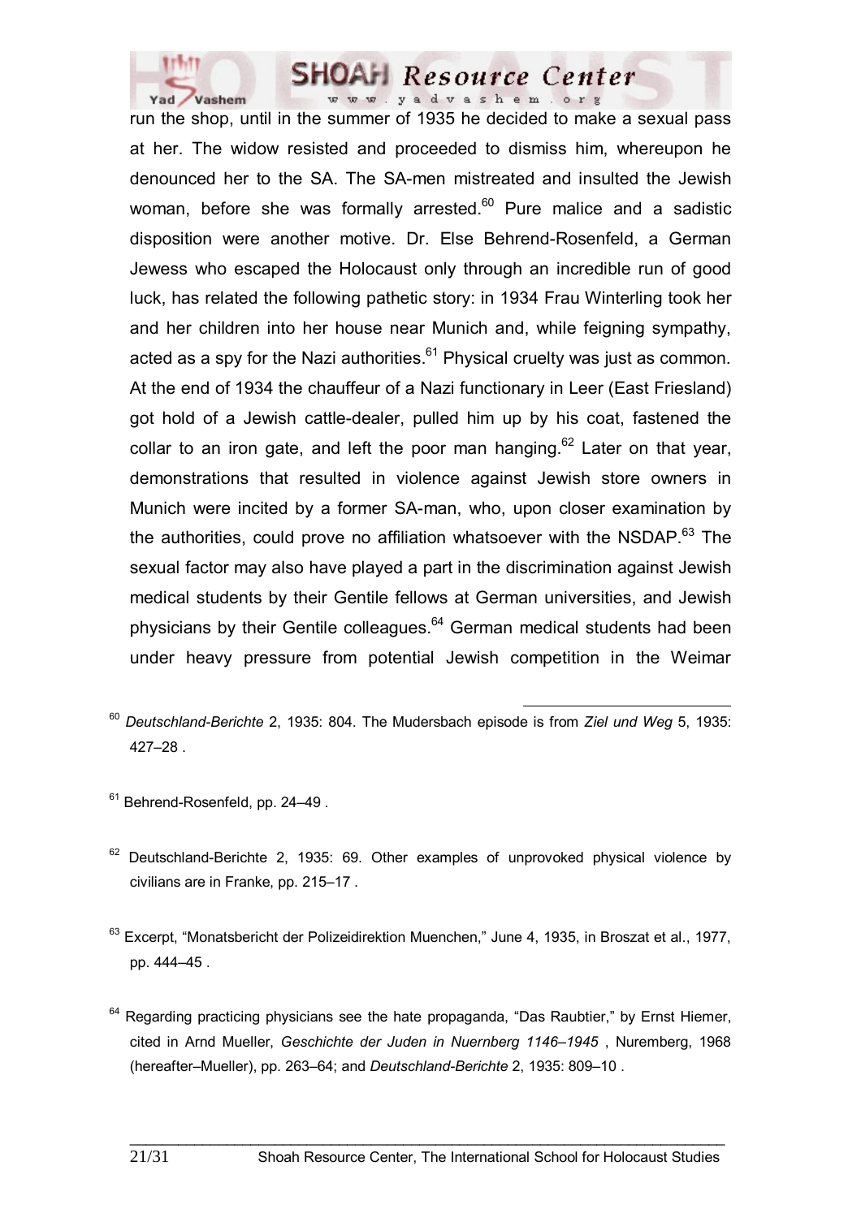run the shop, until in the summer of 1935 he decided to make a sexual pass at her. The widow resisted and proceeded to dismiss him, whereupon he denounced her to the SA. The SA-men mistreated and insulted the Jewish woman, before she was formally arrested.[60] Pure malice and a sadistic disposition were another motive. Dr. Else Behrend-Rosenfeld, a German Jewess who escaped the Holocaust only through an incredible run of good luck, has related the following pathetic story: in 1934 Frau Winterling took her and her children into her house near Munich and, while feigning sympathy, acted as a spy for the Nazi authorities.[61] Physical cruelty was just as common. At the end of 1934 the chauffeur of a Nazi functionary in Leer (East Friesland) got hold of a Jewish cattle-dealer, pulled him up by his coat, fastened the collar to an iron gate, and left the poor man hanging.[62] Later on that year, demonstrations that resulted in violence against Jewish store owners in Munich were incited by a former SA-man, who, upon closer examination by the authorities, could prove no affiliation whatsoever with the NSDAP.[63] The sexual factor may also have played a part in the discrimination against Jewish medical students by their Gentile fellows at German universities, and Jewish physicians by their Gentile colleagues.[64] German medical students had been under heavy pressure from potential Jewish competition in the Weimar

---

[60] *Deutschland-Berichte* 2, 1935: 804. The Mudersbach episode is from *Ziel und Weg* 5, 1935: 427–28 .

[61] Behrend-Rosenfeld, pp. 24–49 .

[62] Deutschland-Berichte 2, 1935: 69. Other examples of unprovoked physical violence by civilians are in Franke, pp. 215–17 .

[63] Excerpt, "Monatsbericht der Polizeidirektion Muenchen," June 4, 1935, in Broszat et al., 1977, pp. 444–45 .

[64] Regarding practicing physicians see the hate propaganda, "Das Raubtier," by Ernst Hiemer, cited in Arnd Mueller, *Geschichte der Juden in Nuernberg 1146–1945* , Nuremberg, 1968 (hereafter–Mueller), pp. 263–64; and *Deutschland-Berichte* 2, 1935: 809–10 .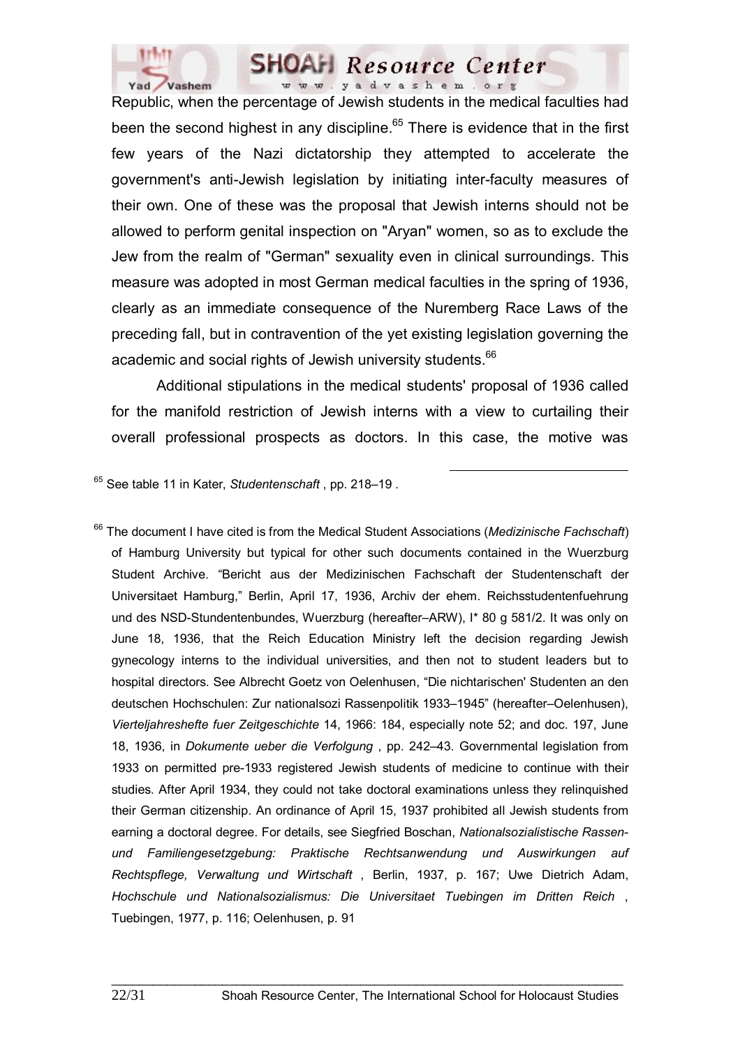Republic, when the percentage of Jewish students in the medical faculties had been the second highest in any discipline.[65] There is evidence that in the first few years of the Nazi dictatorship they attempted to accelerate the government's anti-Jewish legislation by initiating inter-faculty measures of their own. One of these was the proposal that Jewish interns should not be allowed to perform genital inspection on "Aryan" women, so as to exclude the Jew from the realm of "German" sexuality even in clinical surroundings. This measure was adopted in most German medical faculties in the spring of 1936, clearly as an immediate consequence of the Nuremberg Race Laws of the preceding fall, but in contravention of the yet existing legislation governing the academic and social rights of Jewish university students.[66]

Additional stipulations in the medical students' proposal of 1936 called for the manifold restriction of Jewish interns with a view to curtailing their overall professional prospects as doctors. In this case, the motive was

---

[65] See table 11 in Kater, *Studentenschaft* , pp. 218–19 .

[66] The document I have cited is from the Medical Student Associations (*Medizinische Fachschaft*) of Hamburg University but typical for other such documents contained in the Wuerzburg Student Archive. "Bericht aus der Medizinischen Fachschaft der Studentenschaft der Universitaet Hamburg," Berlin, April 17, 1936, Archiv der ehem. Reichsstudentenfuehrung und des NSD-Stundentenbundes, Wuerzburg (hereafter–ARW), I* 80 g 581/2. It was only on June 18, 1936, that the Reich Education Ministry left the decision regarding Jewish gynecology interns to the individual universities, and then not to student leaders but to hospital directors. See Albrecht Goetz von Oelenhusen, "Die nichtarischen' Studenten an den deutschen Hochschulen: Zur nationalsozi Rassenpolitik 1933–1945" (hereafter–Oelenhusen), *Vierteljahreshefte fuer Zeitgeschichte* 14, 1966: 184, especially note 52; and doc. 197, June 18, 1936, in *Dokumente ueber die Verfolgung* , pp. 242–43. Governmental legislation from 1933 on permitted pre-1933 registered Jewish students of medicine to continue with their studies. After April 1934, they could not take doctoral examinations unless they relinquished their German citizenship. An ordinance of April 15, 1937 prohibited all Jewish students from earning a doctoral degree. For details, see Siegfried Boschan, *Nationalsozialistische Rassen- und Familiengesetzgebung: Praktische Rechtsanwendung und Auswirkungen auf Rechtspflege, Verwaltung und Wirtschaft* , Berlin, 1937, p. 167; Uwe Dietrich Adam, *Hochschule und Nationalsozialismus: Die Universitaet Tuebingen im Dritten Reich* , Tuebingen, 1977, p. 116; Oelenhusen, p. 91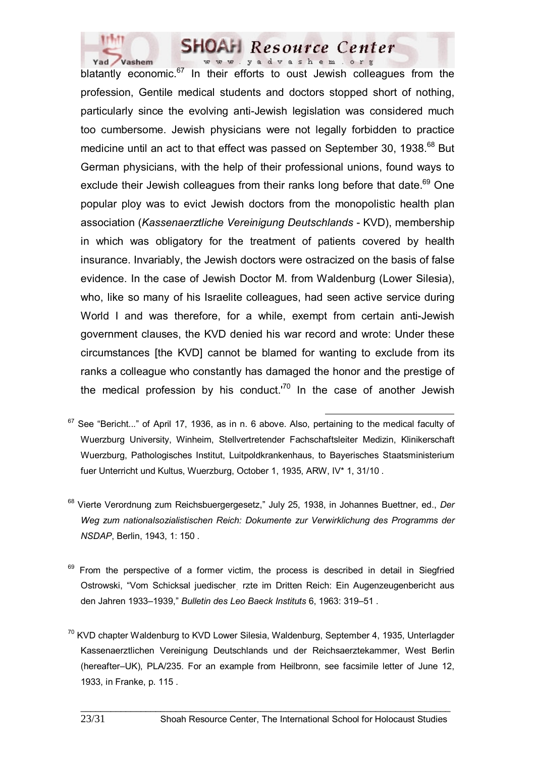blatantly economic.[67] In their efforts to oust Jewish colleagues from the profession, Gentile medical students and doctors stopped short of nothing, particularly since the evolving anti-Jewish legislation was considered much too cumbersome. Jewish physicians were not legally forbidden to practice medicine until an act to that effect was passed on September 30, 1938.[68] But German physicians, with the help of their professional unions, found ways to exclude their Jewish colleagues from their ranks long before that date.[69] One popular ploy was to evict Jewish doctors from the monopolistic health plan association (*Kassenaerztliche Vereinigung Deutschlands* - KVD), membership in which was obligatory for the treatment of patients covered by health insurance. Invariably, the Jewish doctors were ostracized on the basis of false evidence. In the case of Jewish Doctor M. from Waldenburg (Lower Silesia), who, like so many of his Israelite colleagues, had seen active service during World I and was therefore, for a while, exempt from certain anti-Jewish government clauses, the KVD denied his war record and wrote: Under these circumstances [the KVD] cannot be blamed for wanting to exclude from its ranks a colleague who constantly has damaged the honor and the prestige of the medical profession by his conduct.'[70] In the case of another Jewish

---

[67] See "Bericht..." of April 17, 1936, as in n. 6 above. Also, pertaining to the medical faculty of Wuerzburg University, Winheim, Stellvertretender Fachschaftsleiter Medizin, Klinikerschaft Wuerzburg, Pathologisches Institut, Luitpoldkrankenhaus, to Bayerisches Staatsministerium fuer Unterricht und Kultus, Wuerzburg, October 1, 1935, ARW, IV* 1, 31/10 .

[68] Vierte Verordnung zum Reichsbuergergesetz," July 25, 1938, in Johannes Buettner, ed., *Der Weg zum nationalsozialistischen Reich: Dokumente zur Verwirklichung des Programms der NSDAP*, Berlin, 1943, 1: 150 .

[69] From the perspective of a former victim, the process is described in detail in Siegfried Ostrowski, "Vom Schicksal juedischer rzte im Dritten Reich: Ein Augenzeugenbericht aus den Jahren 1933–1939," *Bulletin des Leo Baeck Instituts* 6, 1963: 319–51 .

[70] KVD chapter Waldenburg to KVD Lower Silesia, Waldenburg, September 4, 1935, Unterlagder Kassenaerztlichen Vereinigung Deutschlands und der Reichsaerztekammer, West Berlin (hereafter–UK), PLA/235. For an example from Heilbronn, see facsimile letter of June 12, 1933, in Franke, p. 115 .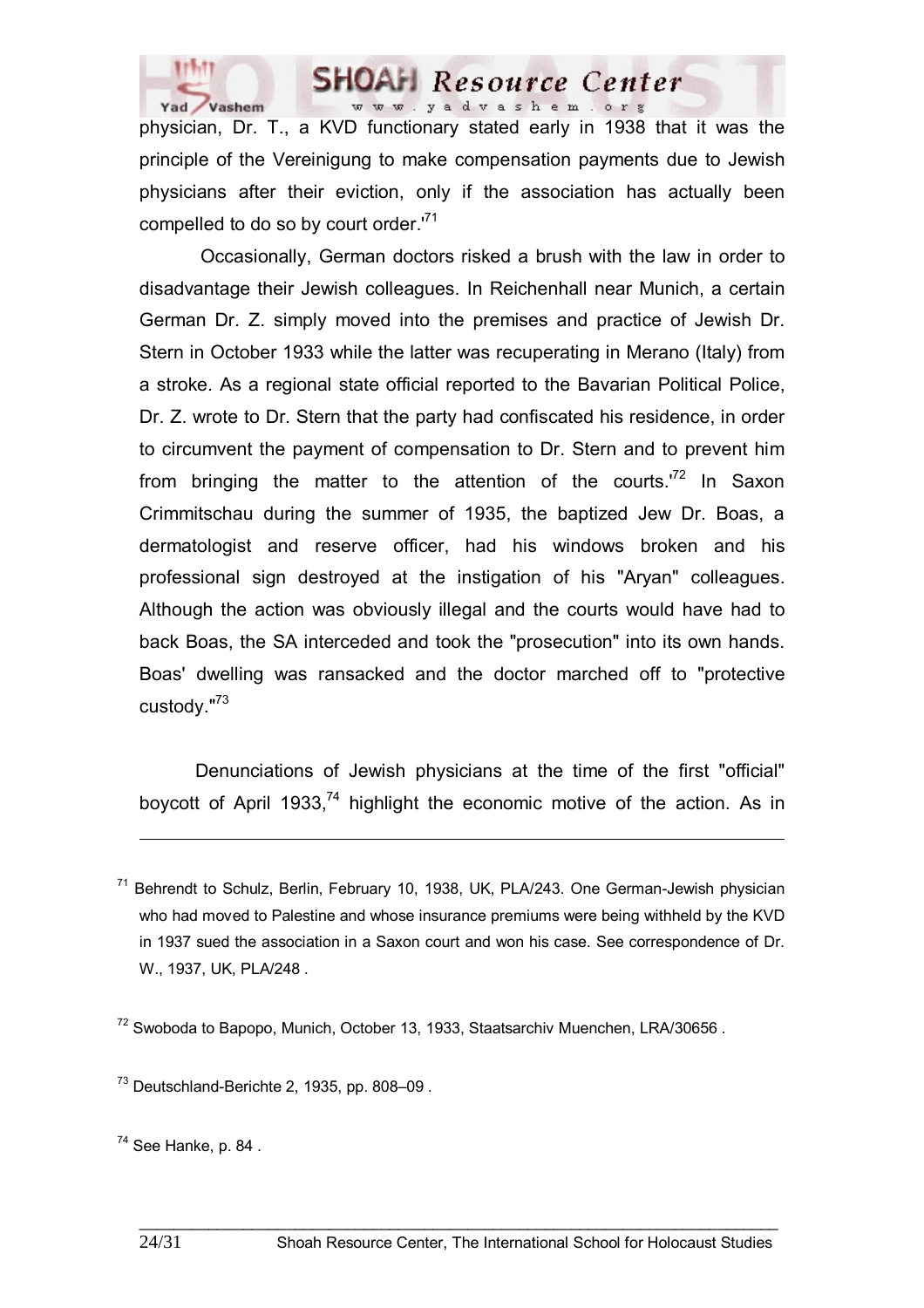physician, Dr. T., a KVD functionary stated early in 1938 that it was the principle of the Vereinigung to make compensation payments due to Jewish physicians after their eviction, only if the association has actually been compelled to do so by court order.'[71]

Occasionally, German doctors risked a brush with the law in order to disadvantage their Jewish colleagues. In Reichenhall near Munich, a certain German Dr. Z. simply moved into the premises and practice of Jewish Dr. Stern in October 1933 while the latter was recuperating in Merano (Italy) from a stroke. As a regional state official reported to the Bavarian Political Police, Dr. Z. wrote to Dr. Stern that the party had confiscated his residence, in order to circumvent the payment of compensation to Dr. Stern and to prevent him from bringing the matter to the attention of the courts.'[72] In Saxon Crimmitschau during the summer of 1935, the baptized Jew Dr. Boas, a dermatologist and reserve officer, had his windows broken and his professional sign destroyed at the instigation of his "Aryan" colleagues. Although the action was obviously illegal and the courts would have had to back Boas, the SA interceded and took the "prosecution" into its own hands. Boas' dwelling was ransacked and the doctor marched off to "protective custody."[73]

Denunciations of Jewish physicians at the time of the first "official" boycott of April 1933,[74] highlight the economic motive of the action. As in

---

[71] Behrendt to Schulz, Berlin, February 10, 1938, UK, PLA/243. One German-Jewish physician who had moved to Palestine and whose insurance premiums were being withheld by the KVD in 1937 sued the association in a Saxon court and won his case. See correspondence of Dr. W., 1937, UK, PLA/248 .

[72] Swoboda to Bapopo, Munich, October 13, 1933, Staatsarchiv Muenchen, LRA/30656 .

[73] Deutschland-Berichte 2, 1935, pp. 808–09 .

[74] See Hanke, p. 84 .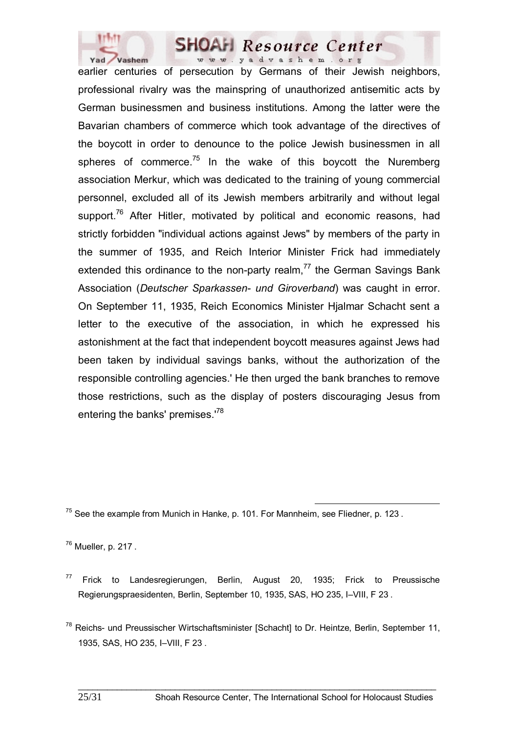earlier centuries of persecution by Germans of their Jewish neighbors, professional rivalry was the mainspring of unauthorized antisemitic acts by German businessmen and business institutions. Among the latter were the Bavarian chambers of commerce which took advantage of the directives of the boycott in order to denounce to the police Jewish businessmen in all spheres of commerce.[75] In the wake of this boycott the Nuremberg association Merkur, which was dedicated to the training of young commercial personnel, excluded all of its Jewish members arbitrarily and without legal support.[76] After Hitler, motivated by political and economic reasons, had strictly forbidden "individual actions against Jews" by members of the party in the summer of 1935, and Reich Interior Minister Frick had immediately extended this ordinance to the non-party realm,[77] the German Savings Bank Association (*Deutscher Sparkassen- und Giroverband*) was caught in error. On September 11, 1935, Reich Economics Minister Hjalmar Schacht sent a letter to the executive of the association, in which he expressed his astonishment at the fact that independent boycott measures against Jews had been taken by individual savings banks, without the authorization of the responsible controlling agencies.' He then urged the bank branches to remove those restrictions, such as the display of posters discouraging Jesus from entering the banks' premises.'[78]

---

[75] See the example from Munich in Hanke, p. 101. For Mannheim, see Fliedner, p. 123 .

[76] Mueller, p. 217 .

[77] Frick to Landesregierungen, Berlin, August 20, 1935; Frick to Preussische Regierungspraesidenten, Berlin, September 10, 1935, SAS, HO 235, I–VIII, F 23 .

[78] Reichs- und Preussischer Wirtschaftsminister [Schacht] to Dr. Heintze, Berlin, September 11, 1935, SAS, HO 235, I–VIII, F 23 .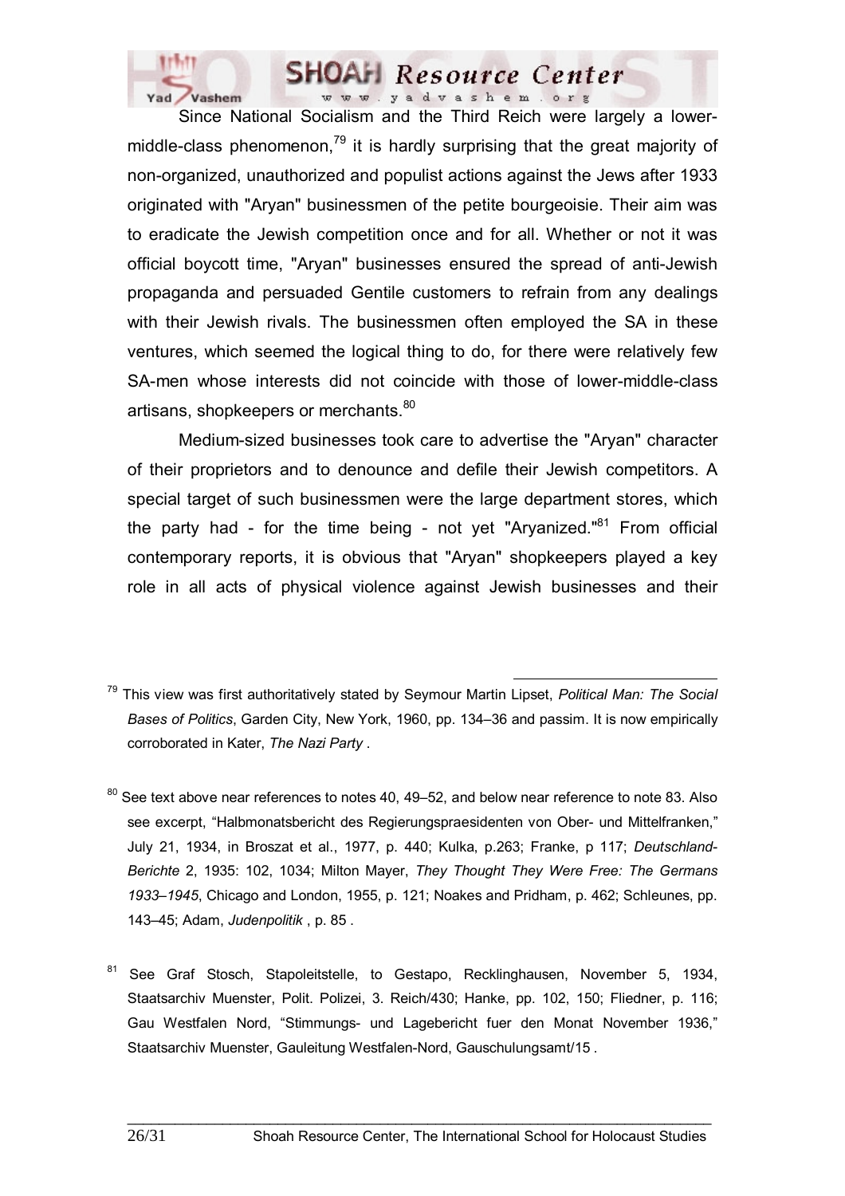Since National Socialism and the Third Reich were largely a lower-middle-class phenomenon,[79] it is hardly surprising that the great majority of non-organized, unauthorized and populist actions against the Jews after 1933 originated with "Aryan" businessmen of the petite bourgeoisie. Their aim was to eradicate the Jewish competition once and for all. Whether or not it was official boycott time, "Aryan" businesses ensured the spread of anti-Jewish propaganda and persuaded Gentile customers to refrain from any dealings with their Jewish rivals. The businessmen often employed the SA in these ventures, which seemed the logical thing to do, for there were relatively few SA-men whose interests did not coincide with those of lower-middle-class artisans, shopkeepers or merchants.[80]

Medium-sized businesses took care to advertise the "Aryan" character of their proprietors and to denounce and defile their Jewish competitors. A special target of such businessmen were the large department stores, which the party had - for the time being - not yet "Aryanized."[81] From official contemporary reports, it is obvious that "Aryan" shopkeepers played a key role in all acts of physical violence against Jewish businesses and their

---

[79] This view was first authoritatively stated by Seymour Martin Lipset, *Political Man: The Social Bases of Politics*, Garden City, New York, 1960, pp. 134–36 and passim. It is now empirically corroborated in Kater, *The Nazi Party* .

[80] See text above near references to notes 40, 49–52, and below near reference to note 83. Also see excerpt, "Halbmonatsbericht des Regierungspraesidenten von Ober- und Mittelfranken," July 21, 1934, in Broszat et al., 1977, p. 440; Kulka, p.263; Franke, p 117; *Deutschland-Berichte* 2, 1935: 102, 1034; Milton Mayer, *They Thought They Were Free: The Germans 1933–1945*, Chicago and London, 1955, p. 121; Noakes and Pridham, p. 462; Schleunes, pp. 143–45; Adam, *Judenpolitik* , p. 85 .

[81] See Graf Stosch, Stapoleitstelle, to Gestapo, Recklinghausen, November 5, 1934, Staatsarchiv Muenster, Polit. Polizei, 3. Reich/430; Hanke, pp. 102, 150; Fliedner, p. 116; Gau Westfalen Nord, "Stimmungs- und Lagebericht fuer den Monat November 1936," Staatsarchiv Muenster, Gauleitung Westfalen-Nord, Gauschulungsamt/15 .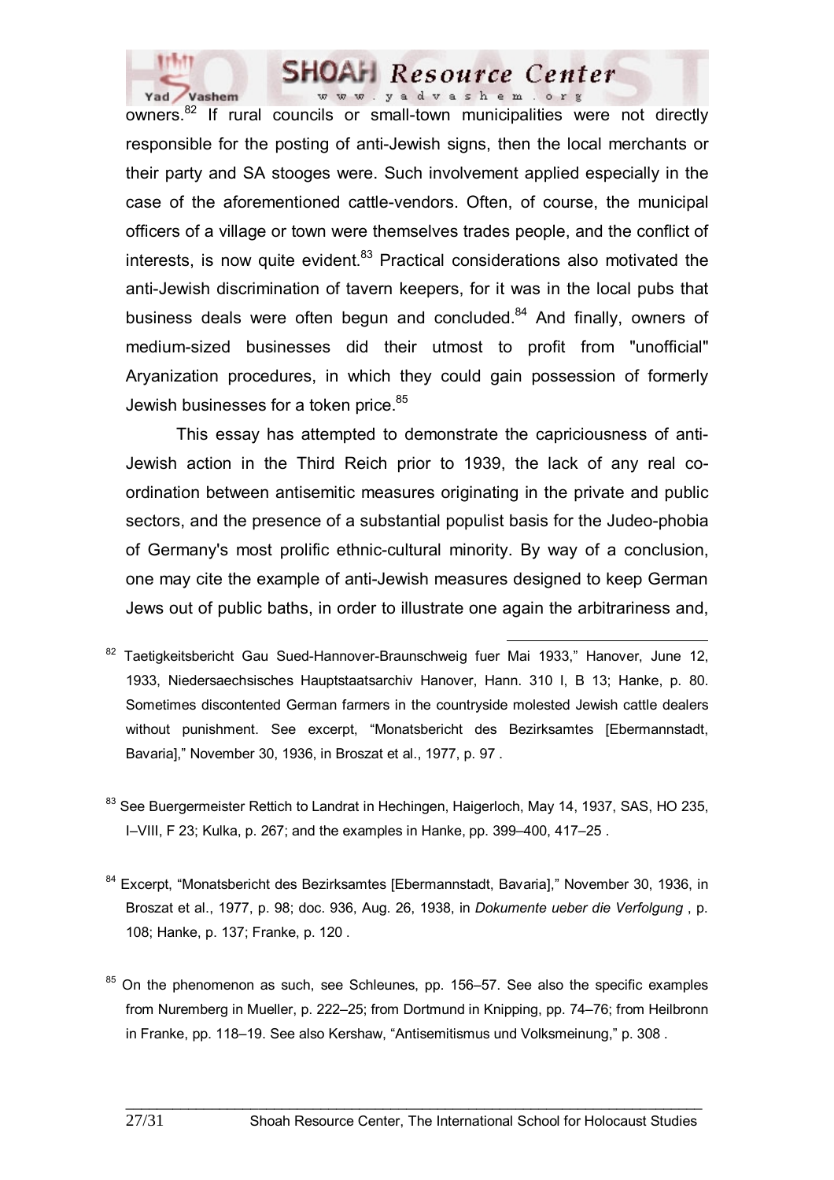owners.[82] If rural councils or small-town municipalities were not directly responsible for the posting of anti-Jewish signs, then the local merchants or their party and SA stooges were. Such involvement applied especially in the case of the aforementioned cattle-vendors. Often, of course, the municipal officers of a village or town were themselves trades people, and the conflict of interests, is now quite evident.[83] Practical considerations also motivated the anti-Jewish discrimination of tavern keepers, for it was in the local pubs that business deals were often begun and concluded.[84] And finally, owners of medium-sized businesses did their utmost to profit from "unofficial" Aryanization procedures, in which they could gain possession of formerly Jewish businesses for a token price.[85]

This essay has attempted to demonstrate the capriciousness of anti-Jewish action in the Third Reich prior to 1939, the lack of any real co-ordination between antisemitic measures originating in the private and public sectors, and the presence of a substantial populist basis for the Judeo-phobia of Germany's most prolific ethnic-cultural minority. By way of a conclusion, one may cite the example of anti-Jewish measures designed to keep German Jews out of public baths, in order to illustrate one again the arbitrariness and,

---

[82] Taetigkeitsbericht Gau Sued-Hannover-Braunschweig fuer Mai 1933," Hanover, June 12, 1933, Niedersaechsisches Hauptstaatsarchiv Hanover, Hann. 310 I, B 13; Hanke, p. 80. Sometimes discontented German farmers in the countryside molested Jewish cattle dealers without punishment. See excerpt, "Monatsbericht des Bezirksamtes [Ebermannstadt, Bavaria]," November 30, 1936, in Broszat et al., 1977, p. 97 .

[83] See Buergermeister Rettich to Landrat in Hechingen, Haigerloch, May 14, 1937, SAS, HO 235, I–VIII, F 23; Kulka, p. 267; and the examples in Hanke, pp. 399–400, 417–25 .

[84] Excerpt, "Monatsbericht des Bezirksamtes [Ebermannstadt, Bavaria]," November 30, 1936, in Broszat et al., 1977, p. 98; doc. 936, Aug. 26, 1938, in *Dokumente ueber die Verfolgung* , p. 108; Hanke, p. 137; Franke, p. 120 .

[85] On the phenomenon as such, see Schleunes, pp. 156–57. See also the specific examples from Nuremberg in Mueller, p. 222–25; from Dortmund in Knipping, pp. 74–76; from Heilbronn in Franke, pp. 118–19. See also Kershaw, "Antisemitismus und Volksmeinung," p. 308 .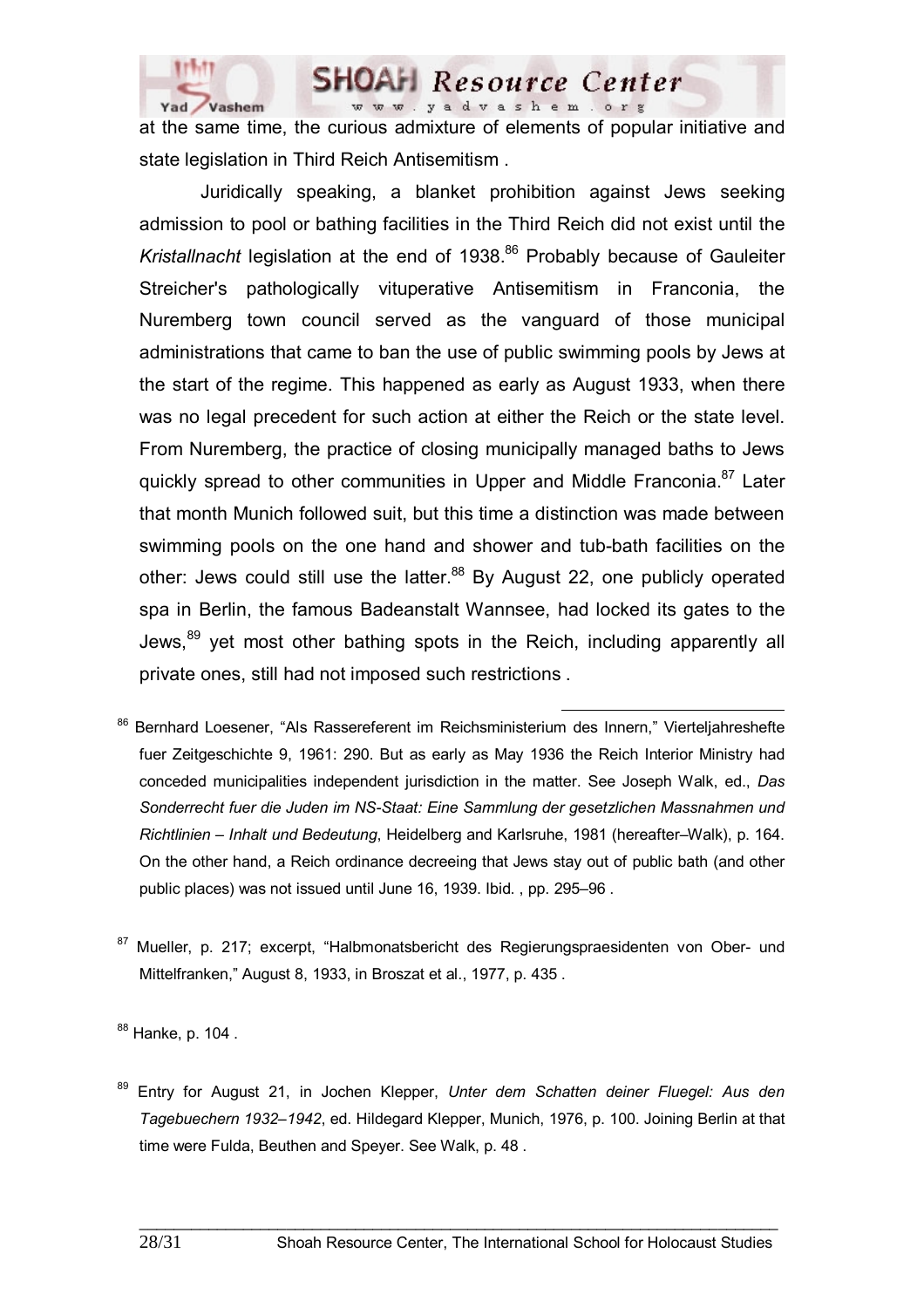at the same time, the curious admixture of elements of popular initiative and state legislation in Third Reich Antisemitism .

Juridically speaking, a blanket prohibition against Jews seeking admission to pool or bathing facilities in the Third Reich did not exist until the *Kristallnacht* legislation at the end of 1938.[86] Probably because of Gauleiter Streicher's pathologically vituperative Antisemitism in Franconia, the Nuremberg town council served as the vanguard of those municipal administrations that came to ban the use of public swimming pools by Jews at the start of the regime. This happened as early as August 1933, when there was no legal precedent for such action at either the Reich or the state level. From Nuremberg, the practice of closing municipally managed baths to Jews quickly spread to other communities in Upper and Middle Franconia.[87] Later that month Munich followed suit, but this time a distinction was made between swimming pools on the one hand and shower and tub-bath facilities on the other: Jews could still use the latter.[88] By August 22, one publicly operated spa in Berlin, the famous Badeanstalt Wannsee, had locked its gates to the Jews,[89] yet most other bathing spots in the Reich, including apparently all private ones, still had not imposed such restrictions .

---

[86] Bernhard Loesener, "Als Rassereferent im Reichsministerium des Innern," Vierteljahreshefte fuer Zeitgeschichte 9, 1961: 290. But as early as May 1936 the Reich Interior Ministry had conceded municipalities independent jurisdiction in the matter. See Joseph Walk, ed., *Das Sonderrecht fuer die Juden im NS-Staat: Eine Sammlung der gesetzlichen Massnahmen und Richtlinien – Inhalt und Bedeutung*, Heidelberg and Karlsruhe, 1981 (hereafter–Walk), p. 164. On the other hand, a Reich ordinance decreeing that Jews stay out of public bath (and other public places) was not issued until June 16, 1939. Ibid. , pp. 295–96 .

[87] Mueller, p. 217; excerpt, "Halbmonatsbericht des Regierungspraesidenten von Ober- und Mittelfranken," August 8, 1933, in Broszat et al., 1977, p. 435 .

[88] Hanke, p. 104 .

[89] Entry for August 21, in Jochen Klepper, *Unter dem Schatten deiner Fluegel: Aus den Tagebuechern 1932–1942*, ed. Hildegard Klepper, Munich, 1976, p. 100. Joining Berlin at that time were Fulda, Beuthen and Speyer. See Walk, p. 48 .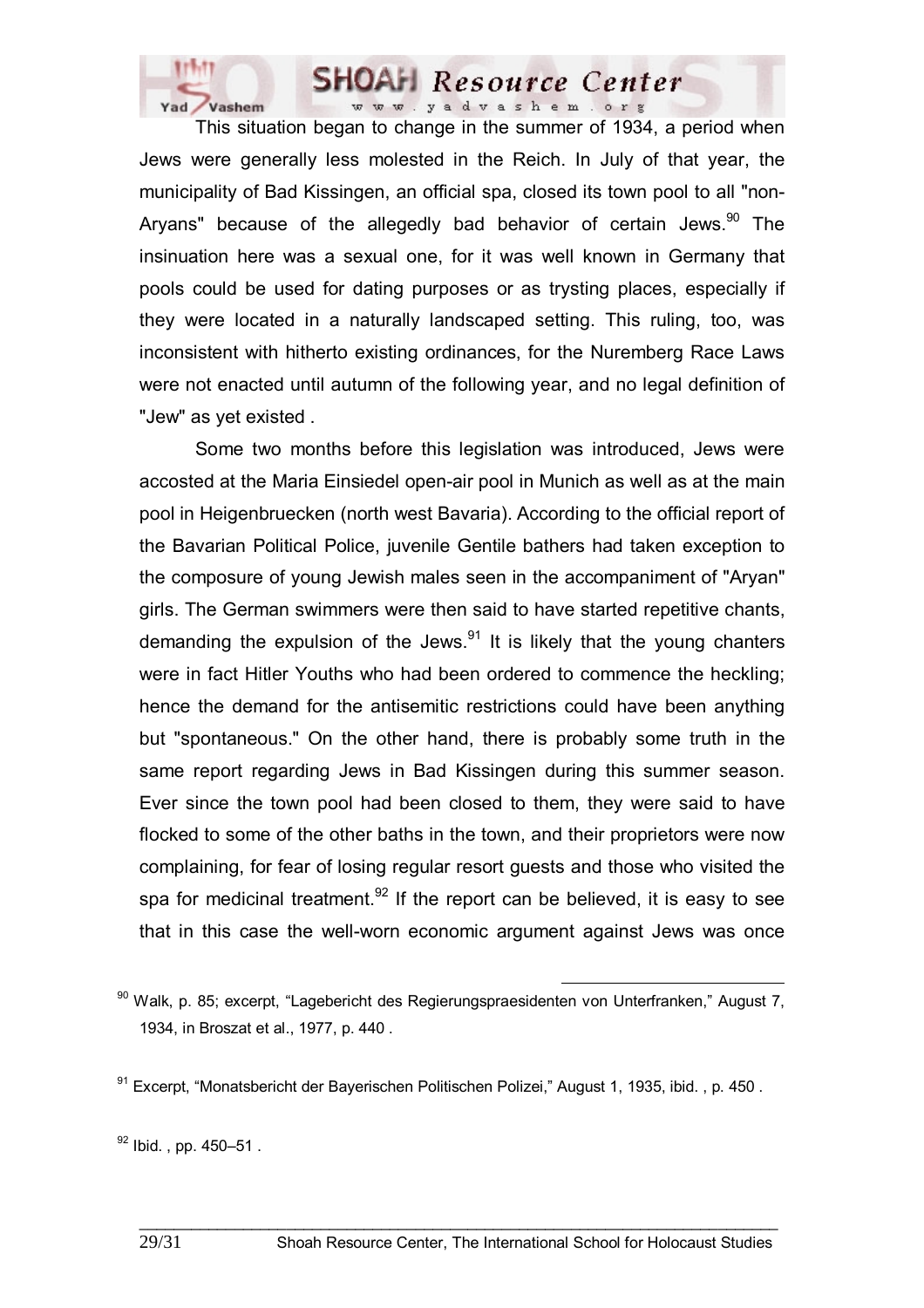This situation began to change in the summer of 1934, a period when Jews were generally less molested in the Reich. In July of that year, the municipality of Bad Kissingen, an official spa, closed its town pool to all "non-Aryans" because of the allegedly bad behavior of certain Jews.[90] The insinuation here was a sexual one, for it was well known in Germany that pools could be used for dating purposes or as trysting places, especially if they were located in a naturally landscaped setting. This ruling, too, was inconsistent with hitherto existing ordinances, for the Nuremberg Race Laws were not enacted until autumn of the following year, and no legal definition of "Jew" as yet existed .

Some two months before this legislation was introduced, Jews were accosted at the Maria Einsiedel open-air pool in Munich as well as at the main pool in Heigenbruecken (north west Bavaria). According to the official report of the Bavarian Political Police, juvenile Gentile bathers had taken exception to the composure of young Jewish males seen in the accompaniment of "Aryan" girls. The German swimmers were then said to have started repetitive chants, demanding the expulsion of the Jews.[91] It is likely that the young chanters were in fact Hitler Youths who had been ordered to commence the heckling; hence the demand for the antisemitic restrictions could have been anything but "spontaneous." On the other hand, there is probably some truth in the same report regarding Jews in Bad Kissingen during this summer season. Ever since the town pool had been closed to them, they were said to have flocked to some of the other baths in the town, and their proprietors were now complaining, for fear of losing regular resort guests and those who visited the spa for medicinal treatment.[92] If the report can be believed, it is easy to see that in this case the well-worn economic argument against Jews was once

---

[90] Walk, p. 85; excerpt, "Lagebericht des Regierungspraesidenten von Unterfranken," August 7, 1934, in Broszat et al., 1977, p. 440 .

[91] Excerpt, "Monatsbericht der Bayerischen Politischen Polizei," August 1, 1935, ibid. , p. 450 .

[92] Ibid. , pp. 450–51 .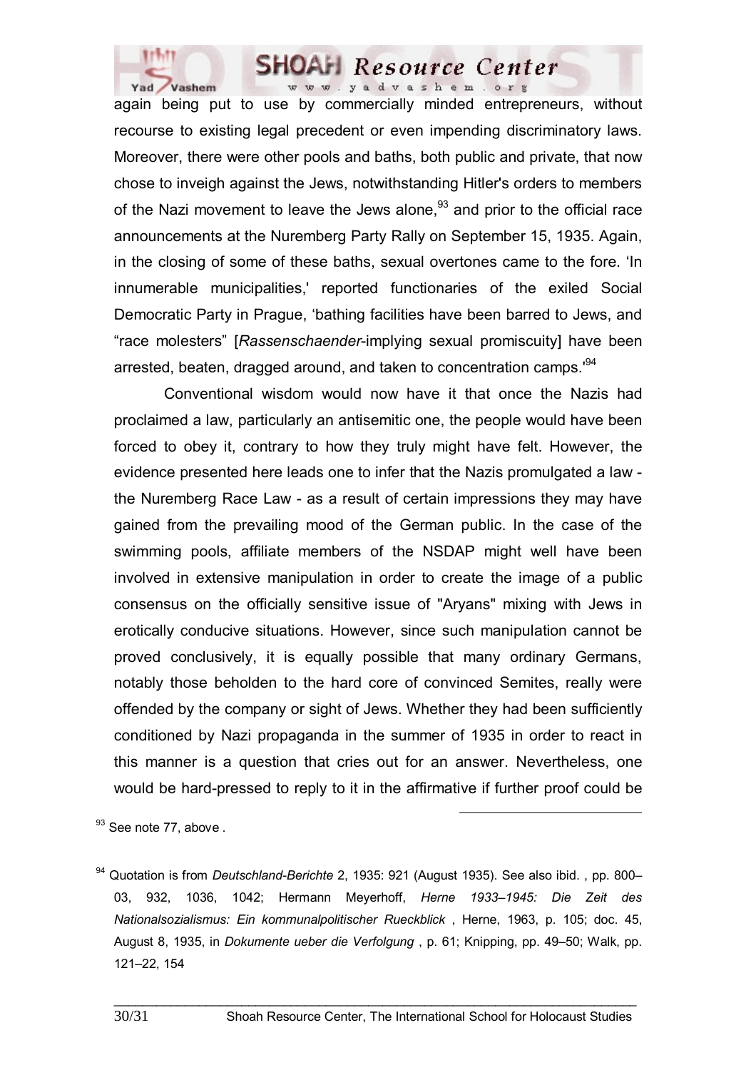again being put to use by commercially minded entrepreneurs, without recourse to existing legal precedent or even impending discriminatory laws. Moreover, there were other pools and baths, both public and private, that now chose to inveigh against the Jews, notwithstanding Hitler's orders to members of the Nazi movement to leave the Jews alone,[93] and prior to the official race announcements at the Nuremberg Party Rally on September 15, 1935. Again, in the closing of some of these baths, sexual overtones came to the fore. 'In innumerable municipalities,' reported functionaries of the exiled Social Democratic Party in Prague, 'bathing facilities have been barred to Jews, and "race molesters" [*Rassenschaender*-implying sexual promiscuity] have been arrested, beaten, dragged around, and taken to concentration camps.'[94]

Conventional wisdom would now have it that once the Nazis had proclaimed a law, particularly an antisemitic one, the people would have been forced to obey it, contrary to how they truly might have felt. However, the evidence presented here leads one to infer that the Nazis promulgated a law - the Nuremberg Race Law - as a result of certain impressions they may have gained from the prevailing mood of the German public. In the case of the swimming pools, affiliate members of the NSDAP might well have been involved in extensive manipulation in order to create the image of a public consensus on the officially sensitive issue of "Aryans" mixing with Jews in erotically conducive situations. However, since such manipulation cannot be proved conclusively, it is equally possible that many ordinary Germans, notably those beholden to the hard core of convinced Semites, really were offended by the company or sight of Jews. Whether they had been sufficiently conditioned by Nazi propaganda in the summer of 1935 in order to react in this manner is a question that cries out for an answer. Nevertheless, one would be hard-pressed to reply to it in the affirmative if further proof could be

---

[93] See note 77, above .

[94] Quotation is from *Deutschland-Berichte* 2, 1935: 921 (August 1935). See also ibid. , pp. 800–03, 932, 1036, 1042; Hermann Meyerhoff, *Herne 1933–1945: Die Zeit des Nationalsozialismus: Ein kommunalpolitischer Rueckblick* , Herne, 1963, p. 105; doc. 45, August 8, 1935, in *Dokumente ueber die Verfolgung* , p. 61; Knipping, pp. 49–50; Walk, pp. 121–22, 154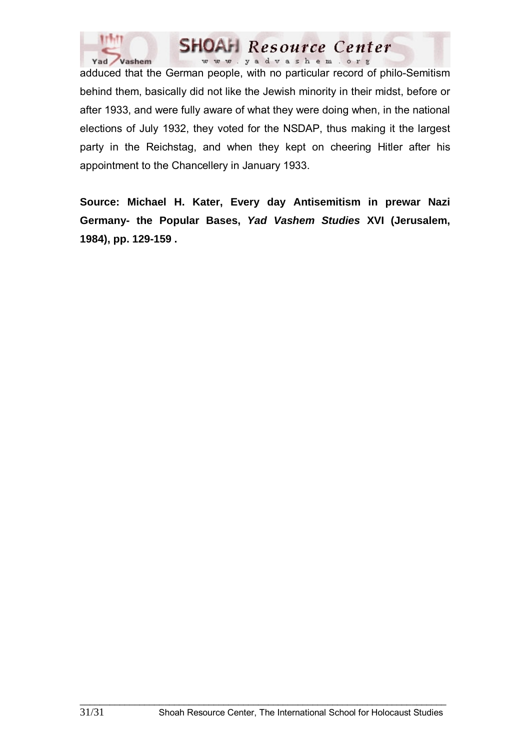adduced that the German people, with no particular record of philo-Semitism behind them, basically did not like the Jewish minority in their midst, before or after 1933, and were fully aware of what they were doing when, in the national elections of July 1932, they voted for the NSDAP, thus making it the largest party in the Reichstag, and when they kept on cheering Hitler after his appointment to the Chancellery in January 1933.

**Source: Michael H. Kater, Every day Antisemitism in prewar Nazi Germany- the Popular Bases, *Yad Vashem Studies* XVI (Jerusalem, 1984), pp. 129-159 .**